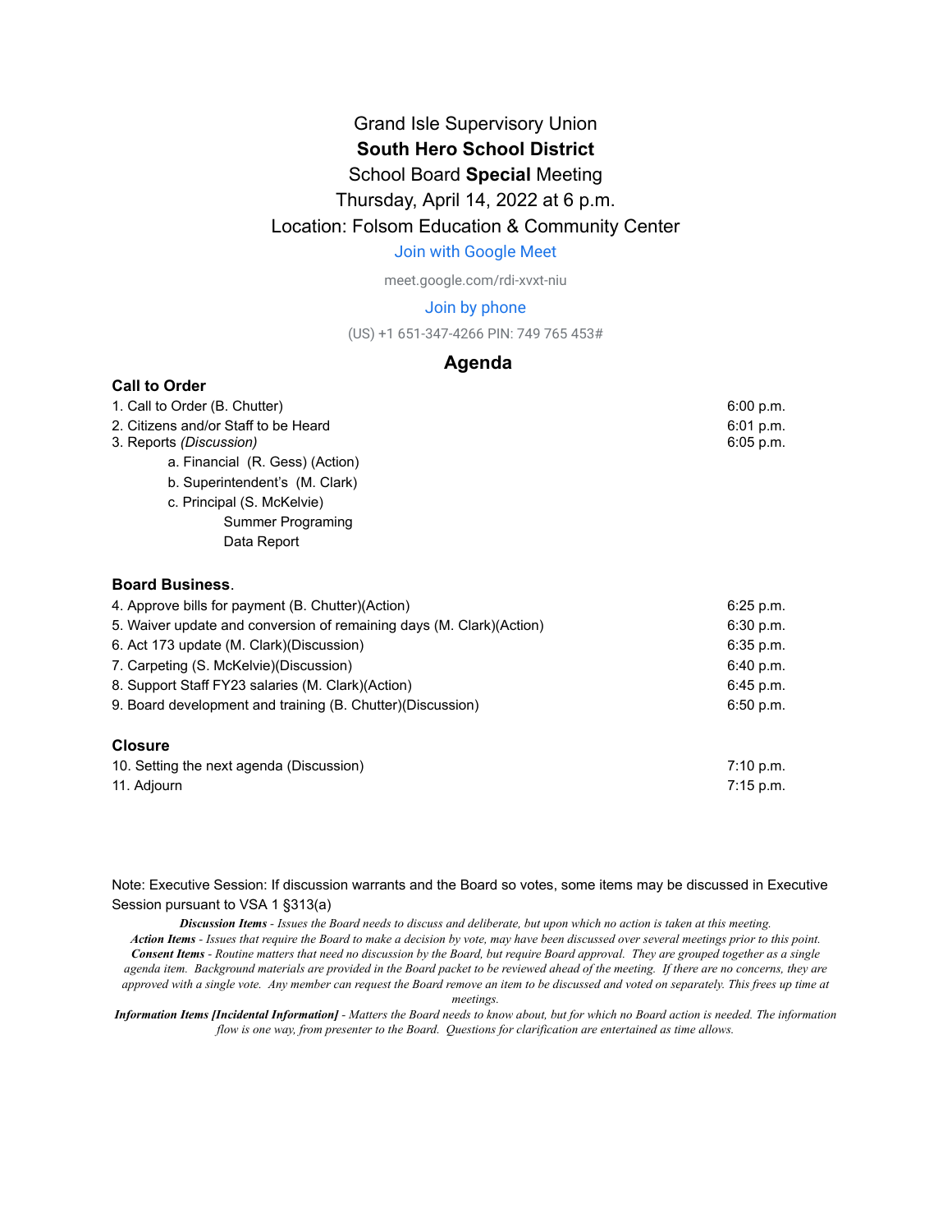Grand Isle Supervisory Union

**South Hero School District**

School Board **Special** Meeting

Thursday, April 14, 2022 at 6 p.m.

Location: Folsom Education & Community Center

Join with Google Meet

meet.google.com/rdi-xvxt-niu

Join by phone

(US) +1 651-347-4266 PIN: 749 765 453#

## Agenda

**Call to Order**

| | |
|---|---|
| 1. Call to Order (B. Chutter) | 6:00 p.m. |
| 2. Citizens and/or Staff to be Heard | 6:01 p.m. |
| 3. Reports *(Discussion)* | 6:05 p.m. |
| a. Financial (R. Gess) (Action) | |
| b. Superintendent's (M. Clark) | |
| c. Principal (S. McKelvie) | |
| Summer Programing | |
| Data Report | |

**Board Business**.

| | |
|---|---|
| 4. Approve bills for payment (B. Chutter)(Action) | 6:25 p.m. |
| 5. Waiver update and conversion of remaining days (M. Clark)(Action) | 6:30 p.m. |
| 6. Act 173 update (M. Clark)(Discussion) | 6:35 p.m. |
| 7. Carpeting (S. McKelvie)(Discussion) | 6:40 p.m. |
| 8. Support Staff FY23 salaries (M. Clark)(Action) | 6:45 p.m. |
| 9. Board development and training (B. Chutter)(Discussion) | 6:50 p.m. |

**Closure**

| | |
|---|---|
| 10. Setting the next agenda (Discussion) | 7:10 p.m. |
| 11. Adjourn | 7:15 p.m. |

Note: Executive Session: If discussion warrants and the Board so votes, some items may be discussed in Executive Session pursuant to VSA 1 §313(a)

***Discussion Items*** *- Issues the Board needs to discuss and deliberate, but upon which no action is taken at this meeting.*

***Action Items*** *- Issues that require the Board to make a decision by vote, may have been discussed over several meetings prior to this point.*

***Consent Items*** *- Routine matters that need no discussion by the Board, but require Board approval. They are grouped together as a single agenda item. Background materials are provided in the Board packet to be reviewed ahead of the meeting. If there are no concerns, they are approved with a single vote. Any member can request the Board remove an item to be discussed and voted on separately. This frees up time at meetings.*

***Information Items [Incidental Information]*** *- Matters the Board needs to know about, but for which no Board action is needed. The information flow is one way, from presenter to the Board. Questions for clarification are entertained as time allows.*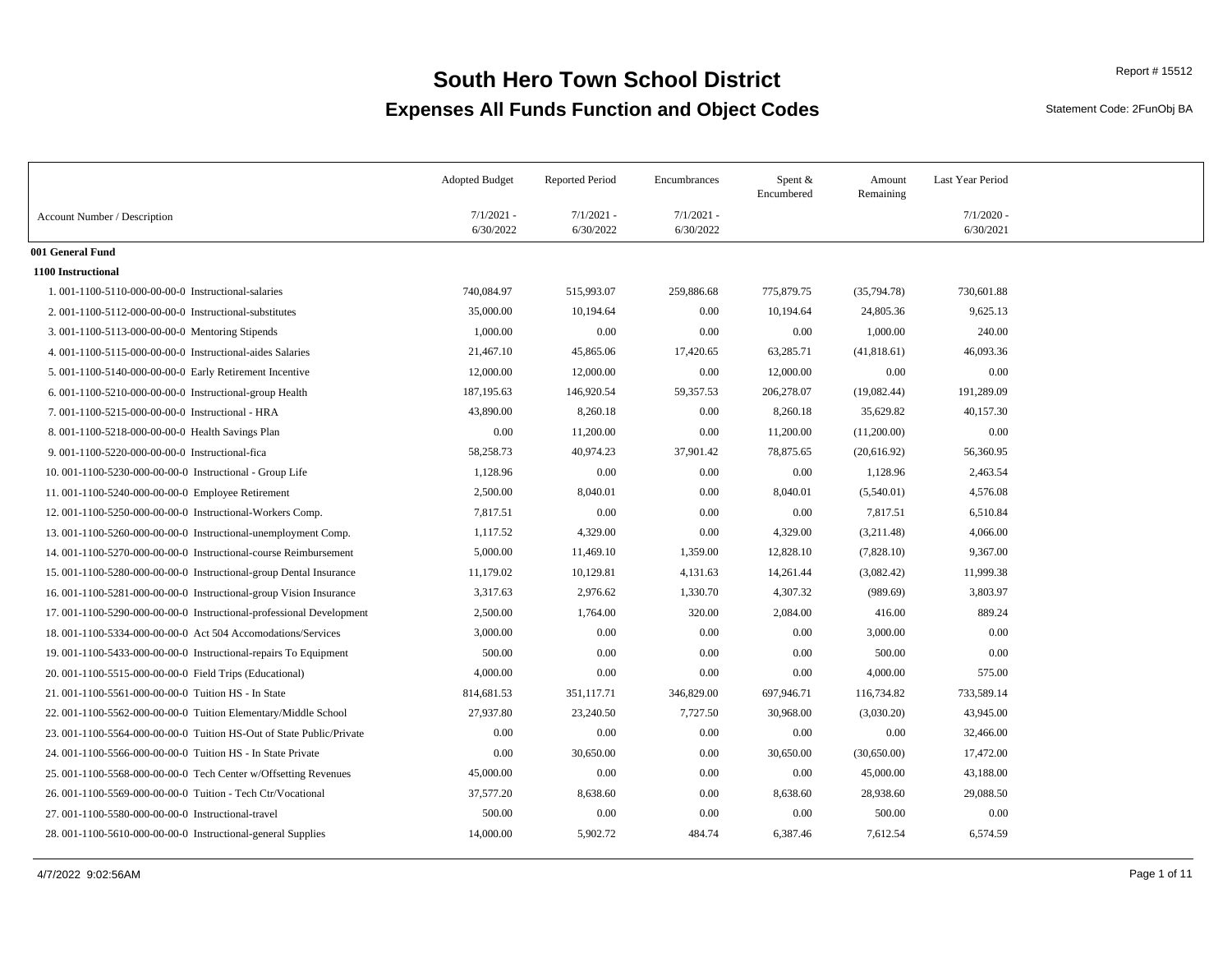# South Hero Town School District

## Expenses All Funds Function and Object Codes

Report # 15512

Statement Code: 2FunObj BA

| Account Number / Description | Adopted Budget 7/1/2021 - 6/30/2022 | Reported Period 7/1/2021 - 6/30/2022 | Encumbrances 7/1/2021 - 6/30/2022 | Spent & Encumbered | Amount Remaining | Last Year Period 7/1/2020 - 6/30/2021 |
|---|---|---|---|---|---|---|
| **001 General Fund** | | | | | | |
| **1100 Instructional** | | | | | | |
| 1. 001-1100-5110-000-00-00-0 Instructional-salaries | 740,084.97 | 515,993.07 | 259,886.68 | 775,879.75 | (35,794.78) | 730,601.88 |
| 2. 001-1100-5112-000-00-00-0 Instructional-substitutes | 35,000.00 | 10,194.64 | 0.00 | 10,194.64 | 24,805.36 | 9,625.13 |
| 3. 001-1100-5113-000-00-00-0 Mentoring Stipends | 1,000.00 | 0.00 | 0.00 | 0.00 | 1,000.00 | 240.00 |
| 4. 001-1100-5115-000-00-00-0 Instructional-aides Salaries | 21,467.10 | 45,865.06 | 17,420.65 | 63,285.71 | (41,818.61) | 46,093.36 |
| 5. 001-1100-5140-000-00-00-0 Early Retirement Incentive | 12,000.00 | 12,000.00 | 0.00 | 12,000.00 | 0.00 | 0.00 |
| 6. 001-1100-5210-000-00-00-0 Instructional-group Health | 187,195.63 | 146,920.54 | 59,357.53 | 206,278.07 | (19,082.44) | 191,289.09 |
| 7. 001-1100-5215-000-00-00-0 Instructional - HRA | 43,890.00 | 8,260.18 | 0.00 | 8,260.18 | 35,629.82 | 40,157.30 |
| 8. 001-1100-5218-000-00-00-0 Health Savings Plan | 0.00 | 11,200.00 | 0.00 | 11,200.00 | (11,200.00) | 0.00 |
| 9. 001-1100-5220-000-00-00-0 Instructional-fica | 58,258.73 | 40,974.23 | 37,901.42 | 78,875.65 | (20,616.92) | 56,360.95 |
| 10. 001-1100-5230-000-00-00-0 Instructional - Group Life | 1,128.96 | 0.00 | 0.00 | 0.00 | 1,128.96 | 2,463.54 |
| 11. 001-1100-5240-000-00-00-0 Employee Retirement | 2,500.00 | 8,040.01 | 0.00 | 8,040.01 | (5,540.01) | 4,576.08 |
| 12. 001-1100-5250-000-00-00-0 Instructional-Workers Comp. | 7,817.51 | 0.00 | 0.00 | 0.00 | 7,817.51 | 6,510.84 |
| 13. 001-1100-5260-000-00-00-0 Instructional-unemployment Comp. | 1,117.52 | 4,329.00 | 0.00 | 4,329.00 | (3,211.48) | 4,066.00 |
| 14. 001-1100-5270-000-00-00-0 Instructional-course Reimbursement | 5,000.00 | 11,469.10 | 1,359.00 | 12,828.10 | (7,828.10) | 9,367.00 |
| 15. 001-1100-5280-000-00-00-0 Instructional-group Dental Insurance | 11,179.02 | 10,129.81 | 4,131.63 | 14,261.44 | (3,082.42) | 11,999.38 |
| 16. 001-1100-5281-000-00-00-0 Instructional-group Vision Insurance | 3,317.63 | 2,976.62 | 1,330.70 | 4,307.32 | (989.69) | 3,803.97 |
| 17. 001-1100-5290-000-00-00-0 Instructional-professional Development | 2,500.00 | 1,764.00 | 320.00 | 2,084.00 | 416.00 | 889.24 |
| 18. 001-1100-5334-000-00-00-0 Act 504 Accomodations/Services | 3,000.00 | 0.00 | 0.00 | 0.00 | 3,000.00 | 0.00 |
| 19. 001-1100-5433-000-00-00-0 Instructional-repairs To Equipment | 500.00 | 0.00 | 0.00 | 0.00 | 500.00 | 0.00 |
| 20. 001-1100-5515-000-00-00-0 Field Trips (Educational) | 4,000.00 | 0.00 | 0.00 | 0.00 | 4,000.00 | 575.00 |
| 21. 001-1100-5561-000-00-00-0 Tuition HS - In State | 814,681.53 | 351,117.71 | 346,829.00 | 697,946.71 | 116,734.82 | 733,589.14 |
| 22. 001-1100-5562-000-00-00-0 Tuition Elementary/Middle School | 27,937.80 | 23,240.50 | 7,727.50 | 30,968.00 | (3,030.20) | 43,945.00 |
| 23. 001-1100-5564-000-00-00-0 Tuition HS-Out of State Public/Private | 0.00 | 0.00 | 0.00 | 0.00 | 0.00 | 32,466.00 |
| 24. 001-1100-5566-000-00-00-0 Tuition HS - In State Private | 0.00 | 30,650.00 | 0.00 | 30,650.00 | (30,650.00) | 17,472.00 |
| 25. 001-1100-5568-000-00-00-0 Tech Center w/Offsetting Revenues | 45,000.00 | 0.00 | 0.00 | 0.00 | 45,000.00 | 43,188.00 |
| 26. 001-1100-5569-000-00-00-0 Tuition - Tech Ctr/Vocational | 37,577.20 | 8,638.60 | 0.00 | 8,638.60 | 28,938.60 | 29,088.50 |
| 27. 001-1100-5580-000-00-00-0 Instructional-travel | 500.00 | 0.00 | 0.00 | 0.00 | 500.00 | 0.00 |
| 28. 001-1100-5610-000-00-00-0 Instructional-general Supplies | 14,000.00 | 5,902.72 | 484.74 | 6,387.46 | 7,612.54 | 6,574.59 |

4/7/2022 9:02:56AM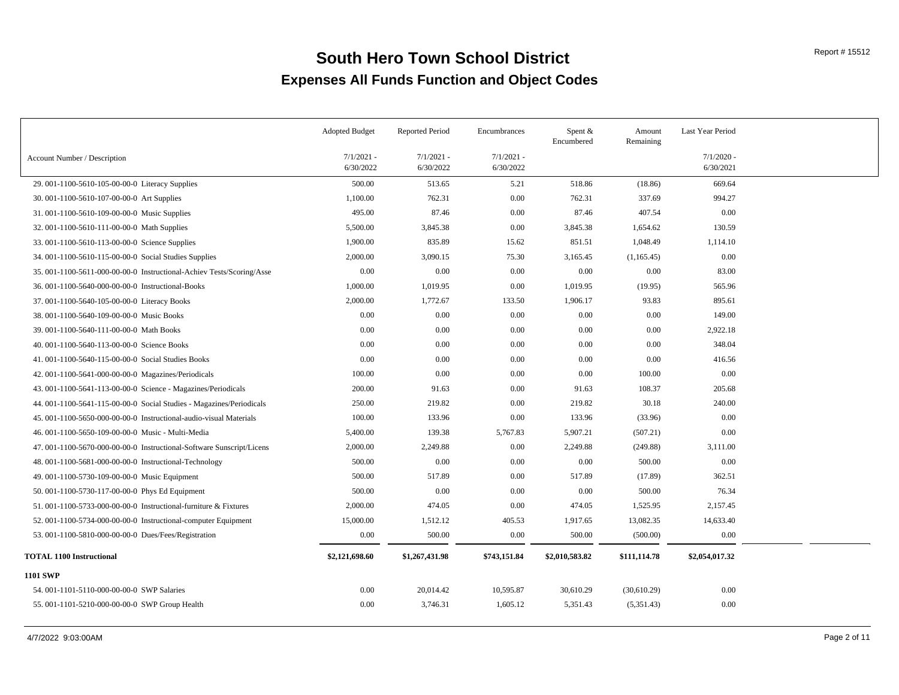# South Hero Town School District

## Expenses All Funds Function and Object Codes

Report # 15512

| Account Number / Description | Adopted Budget 7/1/2021 - 6/30/2022 | Reported Period 7/1/2021 - 6/30/2022 | Encumbrances 7/1/2021 - 6/30/2022 | Spent & Encumbered | Amount Remaining | Last Year Period 7/1/2020 - 6/30/2021 |
|---|---|---|---|---|---|---|
| 29. 001-1100-5610-105-00-00-0 Literacy Supplies | 500.00 | 513.65 | 5.21 | 518.86 | (18.86) | 669.64 |
| 30. 001-1100-5610-107-00-00-0 Art Supplies | 1,100.00 | 762.31 | 0.00 | 762.31 | 337.69 | 994.27 |
| 31. 001-1100-5610-109-00-00-0 Music Supplies | 495.00 | 87.46 | 0.00 | 87.46 | 407.54 | 0.00 |
| 32. 001-1100-5610-111-00-00-0 Math Supplies | 5,500.00 | 3,845.38 | 0.00 | 3,845.38 | 1,654.62 | 130.59 |
| 33. 001-1100-5610-113-00-00-0 Science Supplies | 1,900.00 | 835.89 | 15.62 | 851.51 | 1,048.49 | 1,114.10 |
| 34. 001-1100-5610-115-00-00-0 Social Studies Supplies | 2,000.00 | 3,090.15 | 75.30 | 3,165.45 | (1,165.45) | 0.00 |
| 35. 001-1100-5611-000-00-00-0 Instructional-Achiev Tests/Scoring/Asse | 0.00 | 0.00 | 0.00 | 0.00 | 0.00 | 83.00 |
| 36. 001-1100-5640-000-00-00-0 Instructional-Books | 1,000.00 | 1,019.95 | 0.00 | 1,019.95 | (19.95) | 565.96 |
| 37. 001-1100-5640-105-00-00-0 Literacy Books | 2,000.00 | 1,772.67 | 133.50 | 1,906.17 | 93.83 | 895.61 |
| 38. 001-1100-5640-109-00-00-0 Music Books | 0.00 | 0.00 | 0.00 | 0.00 | 0.00 | 149.00 |
| 39. 001-1100-5640-111-00-00-0 Math Books | 0.00 | 0.00 | 0.00 | 0.00 | 0.00 | 2,922.18 |
| 40. 001-1100-5640-113-00-00-0 Science Books | 0.00 | 0.00 | 0.00 | 0.00 | 0.00 | 348.04 |
| 41. 001-1100-5640-115-00-00-0 Social Studies Books | 0.00 | 0.00 | 0.00 | 0.00 | 0.00 | 416.56 |
| 42. 001-1100-5641-000-00-00-0 Magazines/Periodicals | 100.00 | 0.00 | 0.00 | 0.00 | 100.00 | 0.00 |
| 43. 001-1100-5641-113-00-00-0 Science - Magazines/Periodicals | 200.00 | 91.63 | 0.00 | 91.63 | 108.37 | 205.68 |
| 44. 001-1100-5641-115-00-00-0 Social Studies - Magazines/Periodicals | 250.00 | 219.82 | 0.00 | 219.82 | 30.18 | 240.00 |
| 45. 001-1100-5650-000-00-00-0 Instructional-audio-visual Materials | 100.00 | 133.96 | 0.00 | 133.96 | (33.96) | 0.00 |
| 46. 001-1100-5650-109-00-00-0 Music - Multi-Media | 5,400.00 | 139.38 | 5,767.83 | 5,907.21 | (507.21) | 0.00 |
| 47. 001-1100-5670-000-00-00-0 Instructional-Software Sunscript/Licens | 2,000.00 | 2,249.88 | 0.00 | 2,249.88 | (249.88) | 3,111.00 |
| 48. 001-1100-5681-000-00-00-0 Instructional-Technology | 500.00 | 0.00 | 0.00 | 0.00 | 500.00 | 0.00 |
| 49. 001-1100-5730-109-00-00-0 Music Equipment | 500.00 | 517.89 | 0.00 | 517.89 | (17.89) | 362.51 |
| 50. 001-1100-5730-117-00-00-0 Phys Ed Equipment | 500.00 | 0.00 | 0.00 | 0.00 | 500.00 | 76.34 |
| 51. 001-1100-5733-000-00-00-0 Instructional-furniture & Fixtures | 2,000.00 | 474.05 | 0.00 | 474.05 | 1,525.95 | 2,157.45 |
| 52. 001-1100-5734-000-00-00-0 Instructional-computer Equipment | 15,000.00 | 1,512.12 | 405.53 | 1,917.65 | 13,082.35 | 14,633.40 |
| 53. 001-1100-5810-000-00-00-0 Dues/Fees/Registration | 0.00 | 500.00 | 0.00 | 500.00 | (500.00) | 0.00 |
| **TOTAL 1100 Instructional** | **$2,121,698.60** | **$1,267,431.98** | **$743,151.84** | **$2,010,583.82** | **$111,114.78** | **$2,054,017.32** |
| **1101 SWP** | | | | | | |
| 54. 001-1101-5110-000-00-00-0 SWP Salaries | 0.00 | 20,014.42 | 10,595.87 | 30,610.29 | (30,610.29) | 0.00 |
| 55. 001-1101-5210-000-00-00-0 SWP Group Health | 0.00 | 3,746.31 | 1,605.12 | 5,351.43 | (5,351.43) | 0.00 |

4/7/2022 9:03:00AM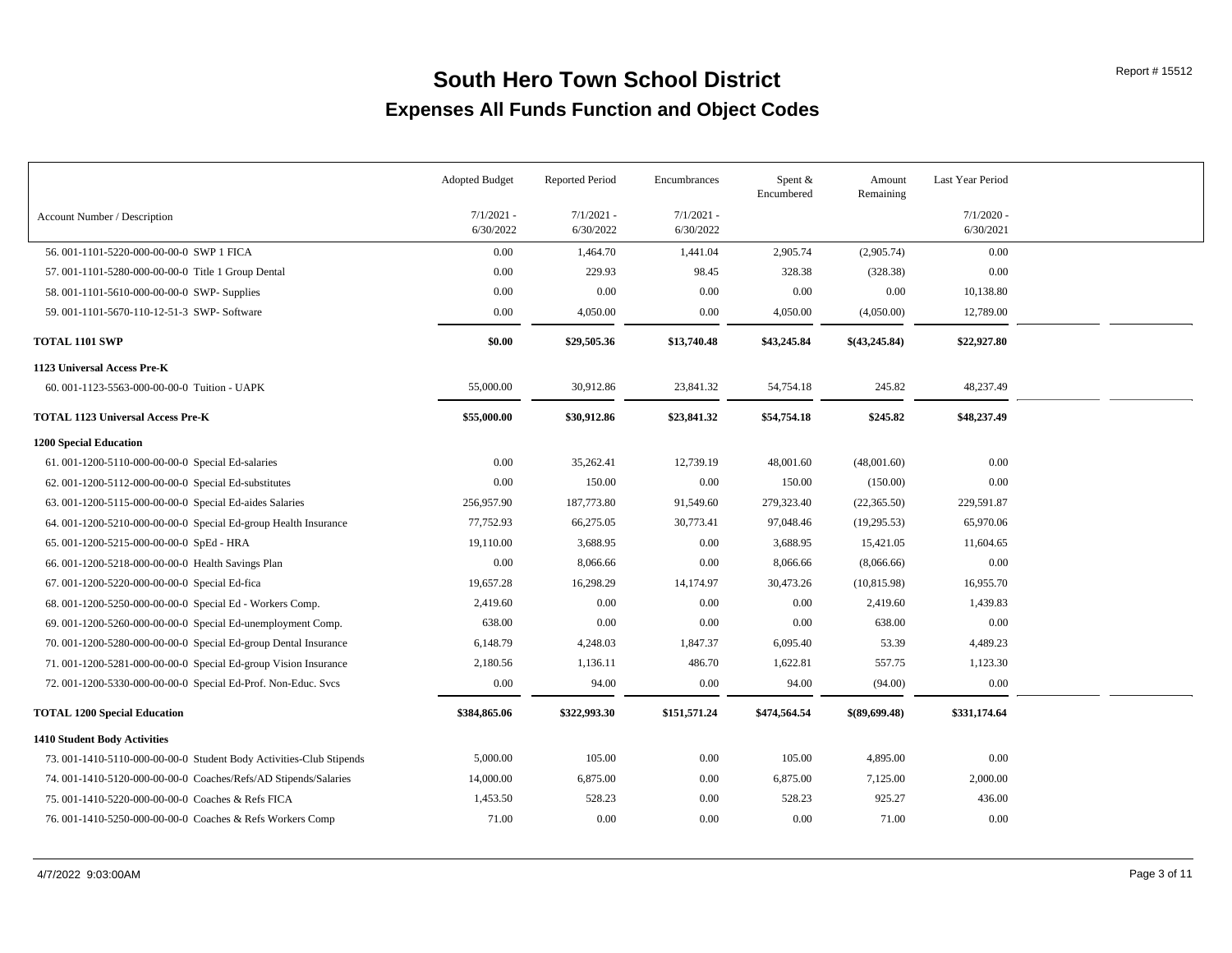# South Hero Town School District

## Expenses All Funds Function and Object Codes

| Account Number / Description | Adopted Budget 7/1/2021 - 6/30/2022 | Reported Period 7/1/2021 - 6/30/2022 | Encumbrances 7/1/2021 - 6/30/2022 | Spent & Encumbered | Amount Remaining | Last Year Period 7/1/2020 - 6/30/2021 |
|---|---|---|---|---|---|---|
| 56. 001-1101-5220-000-00-00-0 SWP 1 FICA | 0.00 | 1,464.70 | 1,441.04 | 2,905.74 | (2,905.74) | 0.00 |
| 57. 001-1101-5280-000-00-00-0 Title 1 Group Dental | 0.00 | 229.93 | 98.45 | 328.38 | (328.38) | 0.00 |
| 58. 001-1101-5610-000-00-00-0 SWP- Supplies | 0.00 | 0.00 | 0.00 | 0.00 | 0.00 | 10,138.80 |
| 59. 001-1101-5670-110-12-51-3 SWP- Software | 0.00 | 4,050.00 | 0.00 | 4,050.00 | (4,050.00) | 12,789.00 |
| **TOTAL 1101 SWP** | **$0.00** | **$29,505.36** | **$13,740.48** | **$43,245.84** | **$(43,245.84)** | **$22,927.80** |
| **1123 Universal Access Pre-K** | | | | | | |
| 60. 001-1123-5563-000-00-00-0 Tuition - UAPK | 55,000.00 | 30,912.86 | 23,841.32 | 54,754.18 | 245.82 | 48,237.49 |
| **TOTAL 1123 Universal Access Pre-K** | **$55,000.00** | **$30,912.86** | **$23,841.32** | **$54,754.18** | **$245.82** | **$48,237.49** |
| **1200 Special Education** | | | | | | |
| 61. 001-1200-5110-000-00-00-0 Special Ed-salaries | 0.00 | 35,262.41 | 12,739.19 | 48,001.60 | (48,001.60) | 0.00 |
| 62. 001-1200-5112-000-00-00-0 Special Ed-substitutes | 0.00 | 150.00 | 0.00 | 150.00 | (150.00) | 0.00 |
| 63. 001-1200-5115-000-00-00-0 Special Ed-aides Salaries | 256,957.90 | 187,773.80 | 91,549.60 | 279,323.40 | (22,365.50) | 229,591.87 |
| 64. 001-1200-5210-000-00-00-0 Special Ed-group Health Insurance | 77,752.93 | 66,275.05 | 30,773.41 | 97,048.46 | (19,295.53) | 65,970.06 |
| 65. 001-1200-5215-000-00-00-0 SpEd - HRA | 19,110.00 | 3,688.95 | 0.00 | 3,688.95 | 15,421.05 | 11,604.65 |
| 66. 001-1200-5218-000-00-00-0 Health Savings Plan | 0.00 | 8,066.66 | 0.00 | 8,066.66 | (8,066.66) | 0.00 |
| 67. 001-1200-5220-000-00-00-0 Special Ed-fica | 19,657.28 | 16,298.29 | 14,174.97 | 30,473.26 | (10,815.98) | 16,955.70 |
| 68. 001-1200-5250-000-00-00-0 Special Ed - Workers Comp. | 2,419.60 | 0.00 | 0.00 | 0.00 | 2,419.60 | 1,439.83 |
| 69. 001-1200-5260-000-00-00-0 Special Ed-unemployment Comp. | 638.00 | 0.00 | 0.00 | 0.00 | 638.00 | 0.00 |
| 70. 001-1200-5280-000-00-00-0 Special Ed-group Dental Insurance | 6,148.79 | 4,248.03 | 1,847.37 | 6,095.40 | 53.39 | 4,489.23 |
| 71. 001-1200-5281-000-00-00-0 Special Ed-group Vision Insurance | 2,180.56 | 1,136.11 | 486.70 | 1,622.81 | 557.75 | 1,123.30 |
| 72. 001-1200-5330-000-00-00-0 Special Ed-Prof. Non-Educ. Svcs | 0.00 | 94.00 | 0.00 | 94.00 | (94.00) | 0.00 |
| **TOTAL 1200 Special Education** | **$384,865.06** | **$322,993.30** | **$151,571.24** | **$474,564.54** | **$(89,699.48)** | **$331,174.64** |
| **1410 Student Body Activities** | | | | | | |
| 73. 001-1410-5110-000-00-00-0 Student Body Activities-Club Stipends | 5,000.00 | 105.00 | 0.00 | 105.00 | 4,895.00 | 0.00 |
| 74. 001-1410-5120-000-00-00-0 Coaches/Refs/AD Stipends/Salaries | 14,000.00 | 6,875.00 | 0.00 | 6,875.00 | 7,125.00 | 2,000.00 |
| 75. 001-1410-5220-000-00-00-0 Coaches & Refs FICA | 1,453.50 | 528.23 | 0.00 | 528.23 | 925.27 | 436.00 |
| 76. 001-1410-5250-000-00-00-0 Coaches & Refs Workers Comp | 71.00 | 0.00 | 0.00 | 0.00 | 71.00 | 0.00 |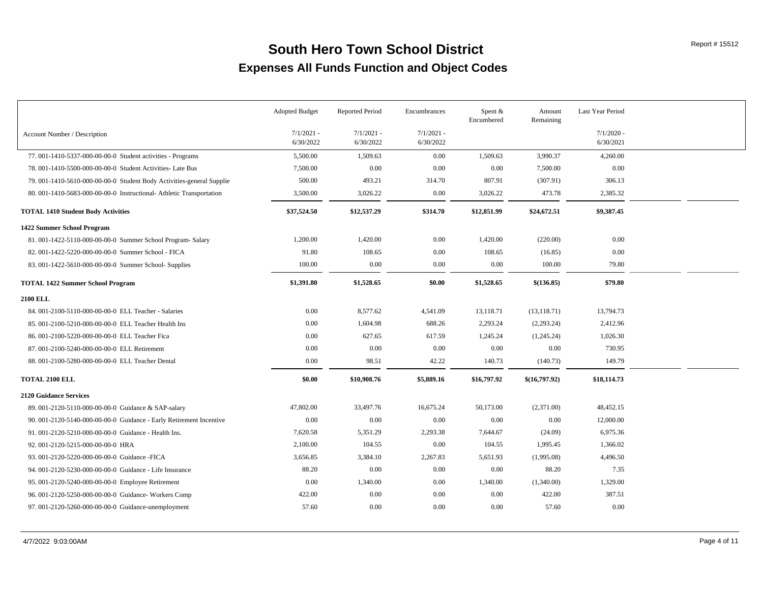# South Hero Town School District

## Expenses All Funds Function and Object Codes

Report # 15512

| Account Number / Description | Adopted Budget 7/1/2021 - 6/30/2022 | Reported Period 7/1/2021 - 6/30/2022 | Encumbrances 7/1/2021 - 6/30/2022 | Spent & Encumbered | Amount Remaining | Last Year Period 7/1/2020 - 6/30/2021 |
|---|---|---|---|---|---|---|
| 77. 001-1410-5337-000-00-00-0 Student activities - Programs | 5,500.00 | 1,509.63 | 0.00 | 1,509.63 | 3,990.37 | 4,260.00 |
| 78. 001-1410-5500-000-00-00-0 Student Activities- Late Bus | 7,500.00 | 0.00 | 0.00 | 0.00 | 7,500.00 | 0.00 |
| 79. 001-1410-5610-000-00-00-0 Student Body Activities-general Supplie | 500.00 | 493.21 | 314.70 | 807.91 | (307.91) | 306.13 |
| 80. 001-1410-5683-000-00-00-0 Instructional- Athletic Transportation | 3,500.00 | 3,026.22 | 0.00 | 3,026.22 | 473.78 | 2,385.32 |
| **TOTAL 1410 Student Body Activities** | **$37,524.50** | **$12,537.29** | **$314.70** | **$12,851.99** | **$24,672.51** | **$9,387.45** |
| **1422 Summer School Program** | | | | | | |
| 81. 001-1422-5110-000-00-00-0 Summer School Program- Salary | 1,200.00 | 1,420.00 | 0.00 | 1,420.00 | (220.00) | 0.00 |
| 82. 001-1422-5220-000-00-00-0 Summer School - FICA | 91.80 | 108.65 | 0.00 | 108.65 | (16.85) | 0.00 |
| 83. 001-1422-5610-000-00-00-0 Summer School- Supplies | 100.00 | 0.00 | 0.00 | 0.00 | 100.00 | 79.80 |
| **TOTAL 1422 Summer School Program** | **$1,391.80** | **$1,528.65** | **$0.00** | **$1,528.65** | **$(136.85)** | **$79.80** |
| **2100 ELL** | | | | | | |
| 84. 001-2100-5110-000-00-00-0 ELL Teacher - Salaries | 0.00 | 8,577.62 | 4,541.09 | 13,118.71 | (13,118.71) | 13,794.73 |
| 85. 001-2100-5210-000-00-00-0 ELL Teacher Health Ins | 0.00 | 1,604.98 | 688.26 | 2,293.24 | (2,293.24) | 2,412.96 |
| 86. 001-2100-5220-000-00-00-0 ELL Teacher Fica | 0.00 | 627.65 | 617.59 | 1,245.24 | (1,245.24) | 1,026.30 |
| 87. 001-2100-5240-000-00-00-0 ELL Retirement | 0.00 | 0.00 | 0.00 | 0.00 | 0.00 | 730.95 |
| 88. 001-2100-5280-000-00-00-0 ELL Teacher Dental | 0.00 | 98.51 | 42.22 | 140.73 | (140.73) | 149.79 |
| **TOTAL 2100 ELL** | **$0.00** | **$10,908.76** | **$5,889.16** | **$16,797.92** | **$(16,797.92)** | **$18,114.73** |
| **2120 Guidance Services** | | | | | | |
| 89. 001-2120-5110-000-00-00-0 Guidance & SAP-salary | 47,802.00 | 33,497.76 | 16,675.24 | 50,173.00 | (2,371.00) | 48,452.15 |
| 90. 001-2120-5140-000-00-00-0 Guidance - Early Retirement Incentive | 0.00 | 0.00 | 0.00 | 0.00 | 0.00 | 12,000.00 |
| 91. 001-2120-5210-000-00-00-0 Guidance - Health Ins. | 7,620.58 | 5,351.29 | 2,293.38 | 7,644.67 | (24.09) | 6,975.36 |
| 92. 001-2120-5215-000-00-00-0 HRA | 2,100.00 | 104.55 | 0.00 | 104.55 | 1,995.45 | 1,366.02 |
| 93. 001-2120-5220-000-00-00-0 Guidance -FICA | 3,656.85 | 3,384.10 | 2,267.83 | 5,651.93 | (1,995.08) | 4,496.50 |
| 94. 001-2120-5230-000-00-00-0 Guidance - Life Insurance | 88.20 | 0.00 | 0.00 | 0.00 | 88.20 | 7.35 |
| 95. 001-2120-5240-000-00-00-0 Employee Retirement | 0.00 | 1,340.00 | 0.00 | 1,340.00 | (1,340.00) | 1,329.00 |
| 96. 001-2120-5250-000-00-00-0 Guidance- Workers Comp | 422.00 | 0.00 | 0.00 | 0.00 | 422.00 | 387.51 |
| 97. 001-2120-5260-000-00-00-0 Guidance-unemployment | 57.60 | 0.00 | 0.00 | 0.00 | 57.60 | 0.00 |

4/7/2022 9:03:00AM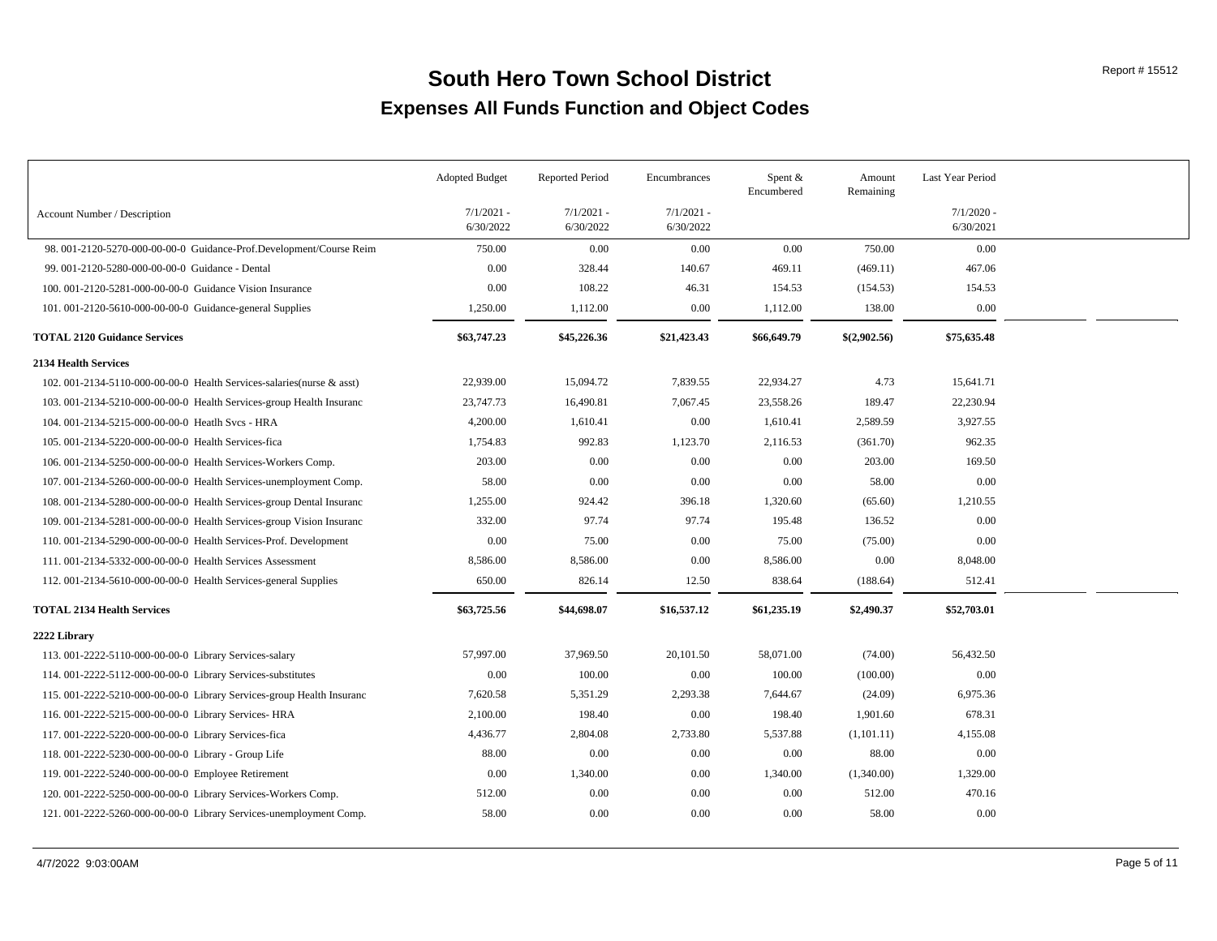# South Hero Town School District

## Expenses All Funds Function and Object Codes

| Account Number / Description | Adopted Budget 7/1/2021 - 6/30/2022 | Reported Period 7/1/2021 - 6/30/2022 | Encumbrances 7/1/2021 - 6/30/2022 | Spent & Encumbered | Amount Remaining | Last Year Period 7/1/2020 - 6/30/2021 |
|---|---|---|---|---|---|---|
| 98. 001-2120-5270-000-00-00-0 Guidance-Prof.Development/Course Reim | 750.00 | 0.00 | 0.00 | 0.00 | 750.00 | 0.00 |
| 99. 001-2120-5280-000-00-00-0 Guidance - Dental | 0.00 | 328.44 | 140.67 | 469.11 | (469.11) | 467.06 |
| 100. 001-2120-5281-000-00-00-0 Guidance Vision Insurance | 0.00 | 108.22 | 46.31 | 154.53 | (154.53) | 154.53 |
| 101. 001-2120-5610-000-00-00-0 Guidance-general Supplies | 1,250.00 | 1,112.00 | 0.00 | 1,112.00 | 138.00 | 0.00 |
| **TOTAL 2120 Guidance Services** | **$63,747.23** | **$45,226.36** | **$21,423.43** | **$66,649.79** | **$(2,902.56)** | **$75,635.48** |
| **2134 Health Services** | | | | | | |
| 102. 001-2134-5110-000-00-00-0 Health Services-salaries(nurse & asst) | 22,939.00 | 15,094.72 | 7,839.55 | 22,934.27 | 4.73 | 15,641.71 |
| 103. 001-2134-5210-000-00-00-0 Health Services-group Health Insuranc | 23,747.73 | 16,490.81 | 7,067.45 | 23,558.26 | 189.47 | 22,230.94 |
| 104. 001-2134-5215-000-00-00-0 Heatlh Svcs - HRA | 4,200.00 | 1,610.41 | 0.00 | 1,610.41 | 2,589.59 | 3,927.55 |
| 105. 001-2134-5220-000-00-00-0 Health Services-fica | 1,754.83 | 992.83 | 1,123.70 | 2,116.53 | (361.70) | 962.35 |
| 106. 001-2134-5250-000-00-00-0 Health Services-Workers Comp. | 203.00 | 0.00 | 0.00 | 0.00 | 203.00 | 169.50 |
| 107. 001-2134-5260-000-00-00-0 Health Services-unemployment Comp. | 58.00 | 0.00 | 0.00 | 0.00 | 58.00 | 0.00 |
| 108. 001-2134-5280-000-00-00-0 Health Services-group Dental Insuranc | 1,255.00 | 924.42 | 396.18 | 1,320.60 | (65.60) | 1,210.55 |
| 109. 001-2134-5281-000-00-00-0 Health Services-group Vision Insuranc | 332.00 | 97.74 | 97.74 | 195.48 | 136.52 | 0.00 |
| 110. 001-2134-5290-000-00-00-0 Health Services-Prof. Development | 0.00 | 75.00 | 0.00 | 75.00 | (75.00) | 0.00 |
| 111. 001-2134-5332-000-00-00-0 Health Services Assessment | 8,586.00 | 8,586.00 | 0.00 | 8,586.00 | 0.00 | 8,048.00 |
| 112. 001-2134-5610-000-00-00-0 Health Services-general Supplies | 650.00 | 826.14 | 12.50 | 838.64 | (188.64) | 512.41 |
| **TOTAL 2134 Health Services** | **$63,725.56** | **$44,698.07** | **$16,537.12** | **$61,235.19** | **$2,490.37** | **$52,703.01** |
| **2222 Library** | | | | | | |
| 113. 001-2222-5110-000-00-00-0 Library Services-salary | 57,997.00 | 37,969.50 | 20,101.50 | 58,071.00 | (74.00) | 56,432.50 |
| 114. 001-2222-5112-000-00-00-0 Library Services-substitutes | 0.00 | 100.00 | 0.00 | 100.00 | (100.00) | 0.00 |
| 115. 001-2222-5210-000-00-00-0 Library Services-group Health Insuranc | 7,620.58 | 5,351.29 | 2,293.38 | 7,644.67 | (24.09) | 6,975.36 |
| 116. 001-2222-5215-000-00-00-0 Library Services- HRA | 2,100.00 | 198.40 | 0.00 | 198.40 | 1,901.60 | 678.31 |
| 117. 001-2222-5220-000-00-00-0 Library Services-fica | 4,436.77 | 2,804.08 | 2,733.80 | 5,537.88 | (1,101.11) | 4,155.08 |
| 118. 001-2222-5230-000-00-00-0 Library - Group Life | 88.00 | 0.00 | 0.00 | 0.00 | 88.00 | 0.00 |
| 119. 001-2222-5240-000-00-00-0 Employee Retirement | 0.00 | 1,340.00 | 0.00 | 1,340.00 | (1,340.00) | 1,329.00 |
| 120. 001-2222-5250-000-00-00-0 Library Services-Workers Comp. | 512.00 | 0.00 | 0.00 | 0.00 | 512.00 | 470.16 |
| 121. 001-2222-5260-000-00-00-0 Library Services-unemployment Comp. | 58.00 | 0.00 | 0.00 | 0.00 | 58.00 | 0.00 |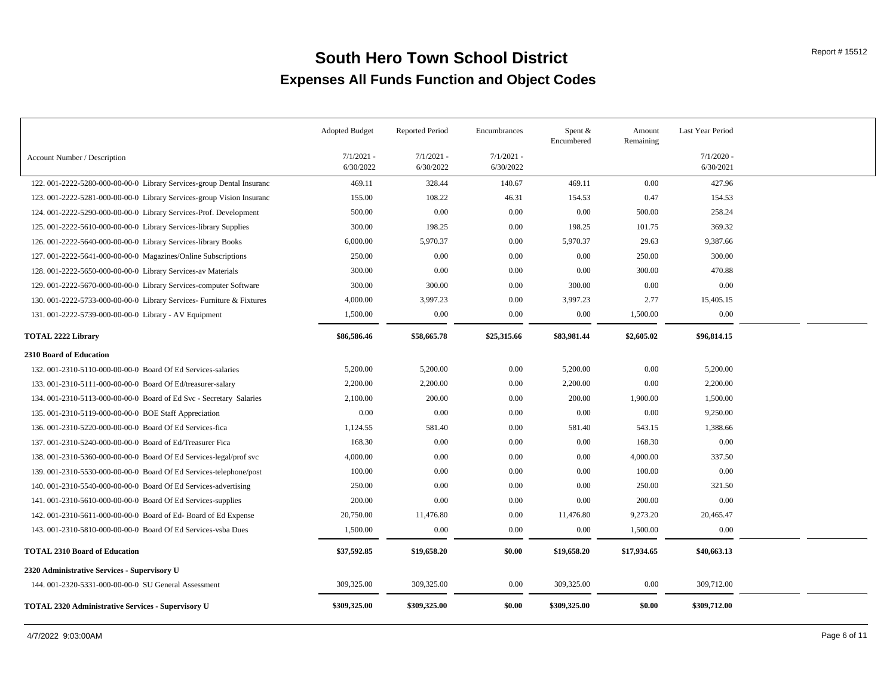# South Hero Town School District

## Expenses All Funds Function and Object Codes

| Account Number / Description | Adopted Budget 7/1/2021 - 6/30/2022 | Reported Period 7/1/2021 - 6/30/2022 | Encumbrances 7/1/2021 - 6/30/2022 | Spent & Encumbered | Amount Remaining | Last Year Period 7/1/2020 - 6/30/2021 |
|---|---|---|---|---|---|---|
| 122. 001-2222-5280-000-00-00-0 Library Services-group Dental Insuranc | 469.11 | 328.44 | 140.67 | 469.11 | 0.00 | 427.96 |
| 123. 001-2222-5281-000-00-00-0 Library Services-group Vision Insuranc | 155.00 | 108.22 | 46.31 | 154.53 | 0.47 | 154.53 |
| 124. 001-2222-5290-000-00-00-0 Library Services-Prof. Development | 500.00 | 0.00 | 0.00 | 0.00 | 500.00 | 258.24 |
| 125. 001-2222-5610-000-00-00-0 Library Services-library Supplies | 300.00 | 198.25 | 0.00 | 198.25 | 101.75 | 369.32 |
| 126. 001-2222-5640-000-00-00-0 Library Services-library Books | 6,000.00 | 5,970.37 | 0.00 | 5,970.37 | 29.63 | 9,387.66 |
| 127. 001-2222-5641-000-00-00-0 Magazines/Online Subscriptions | 250.00 | 0.00 | 0.00 | 0.00 | 250.00 | 300.00 |
| 128. 001-2222-5650-000-00-00-0 Library Services-av Materials | 300.00 | 0.00 | 0.00 | 0.00 | 300.00 | 470.88 |
| 129. 001-2222-5670-000-00-00-0 Library Services-computer Software | 300.00 | 300.00 | 0.00 | 300.00 | 0.00 | 0.00 |
| 130. 001-2222-5733-000-00-00-0 Library Services- Furniture & Fixtures | 4,000.00 | 3,997.23 | 0.00 | 3,997.23 | 2.77 | 15,405.15 |
| 131. 001-2222-5739-000-00-00-0 Library - AV Equipment | 1,500.00 | 0.00 | 0.00 | 0.00 | 1,500.00 | 0.00 |
| **TOTAL 2222 Library** | **$86,586.46** | **$58,665.78** | **$25,315.66** | **$83,981.44** | **$2,605.02** | **$96,814.15** |
| **2310 Board of Education** | | | | | | |
| 132. 001-2310-5110-000-00-00-0 Board Of Ed Services-salaries | 5,200.00 | 5,200.00 | 0.00 | 5,200.00 | 0.00 | 5,200.00 |
| 133. 001-2310-5111-000-00-00-0 Board Of Ed/treasurer-salary | 2,200.00 | 2,200.00 | 0.00 | 2,200.00 | 0.00 | 2,200.00 |
| 134. 001-2310-5113-000-00-00-0 Board of Ed Svc - Secretary Salaries | 2,100.00 | 200.00 | 0.00 | 200.00 | 1,900.00 | 1,500.00 |
| 135. 001-2310-5119-000-00-00-0 BOE Staff Appreciation | 0.00 | 0.00 | 0.00 | 0.00 | 0.00 | 9,250.00 |
| 136. 001-2310-5220-000-00-00-0 Board Of Ed Services-fica | 1,124.55 | 581.40 | 0.00 | 581.40 | 543.15 | 1,388.66 |
| 137. 001-2310-5240-000-00-00-0 Board of Ed/Treasurer Fica | 168.30 | 0.00 | 0.00 | 0.00 | 168.30 | 0.00 |
| 138. 001-2310-5360-000-00-00-0 Board Of Ed Services-legal/prof svc | 4,000.00 | 0.00 | 0.00 | 0.00 | 4,000.00 | 337.50 |
| 139. 001-2310-5530-000-00-00-0 Board Of Ed Services-telephone/post | 100.00 | 0.00 | 0.00 | 0.00 | 100.00 | 0.00 |
| 140. 001-2310-5540-000-00-00-0 Board Of Ed Services-advertising | 250.00 | 0.00 | 0.00 | 0.00 | 250.00 | 321.50 |
| 141. 001-2310-5610-000-00-00-0 Board Of Ed Services-supplies | 200.00 | 0.00 | 0.00 | 0.00 | 200.00 | 0.00 |
| 142. 001-2310-5611-000-00-00-0 Board of Ed- Board of Ed Expense | 20,750.00 | 11,476.80 | 0.00 | 11,476.80 | 9,273.20 | 20,465.47 |
| 143. 001-2310-5810-000-00-00-0 Board Of Ed Services-vsba Dues | 1,500.00 | 0.00 | 0.00 | 0.00 | 1,500.00 | 0.00 |
| **TOTAL 2310 Board of Education** | **$37,592.85** | **$19,658.20** | **$0.00** | **$19,658.20** | **$17,934.65** | **$40,663.13** |
| **2320 Administrative Services - Supervisory U** | | | | | | |
| 144. 001-2320-5331-000-00-00-0 SU General Assessment | 309,325.00 | 309,325.00 | 0.00 | 309,325.00 | 0.00 | 309,712.00 |
| **TOTAL 2320 Administrative Services - Supervisory U** | **$309,325.00** | **$309,325.00** | **$0.00** | **$309,325.00** | **$0.00** | **$309,712.00** |

4/7/2022 9:03:00AM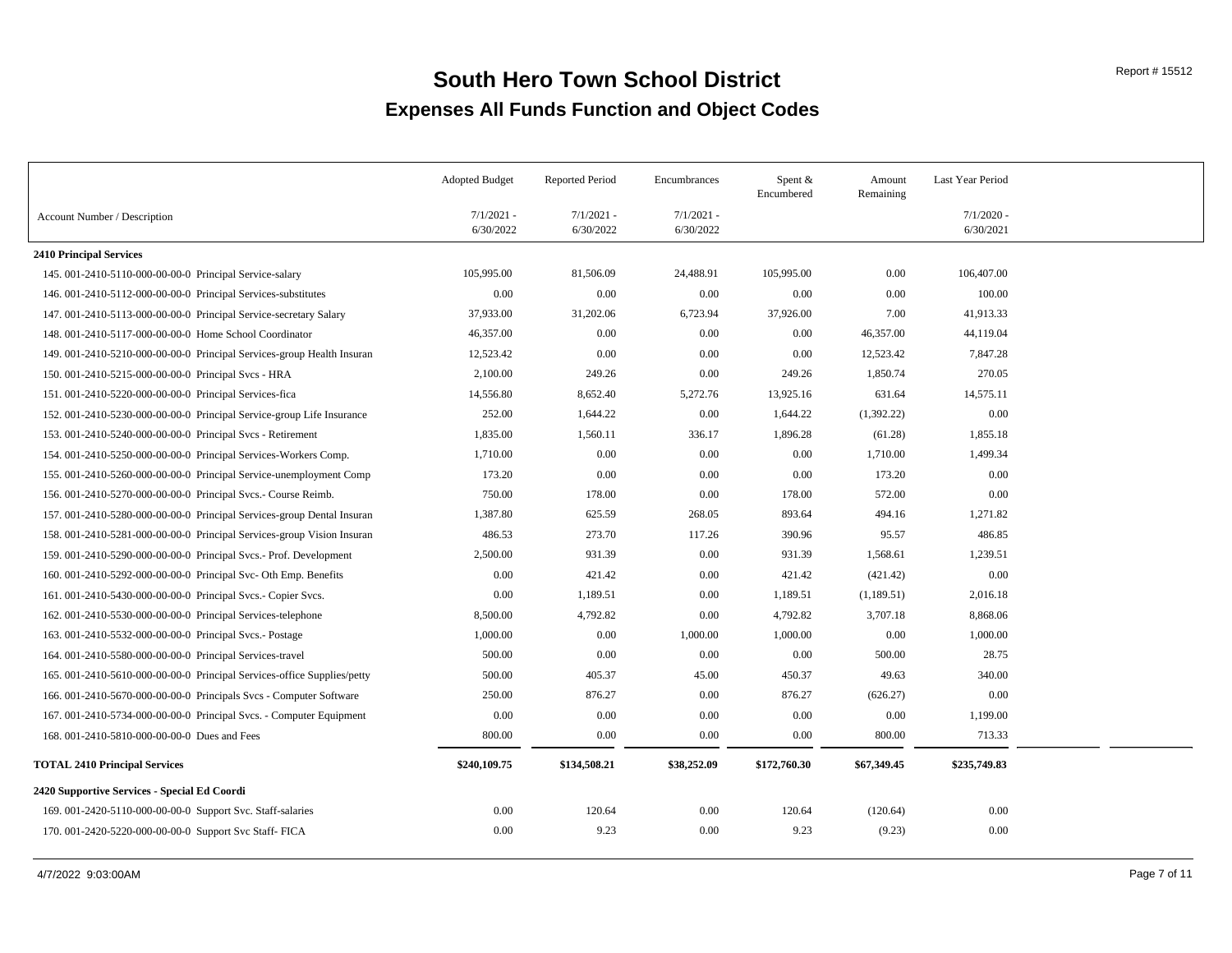# South Hero Town School District

## Expenses All Funds Function and Object Codes

Report # 15512

| Account Number / Description | Adopted Budget 7/1/2021 - 6/30/2022 | Reported Period 7/1/2021 - 6/30/2022 | Encumbrances 7/1/2021 - 6/30/2022 | Spent & Encumbered | Amount Remaining | Last Year Period 7/1/2020 - 6/30/2021 |
|---|---|---|---|---|---|---|
| **2410 Principal Services** | | | | | | |
| 145. 001-2410-5110-000-00-00-0 Principal Service-salary | 105,995.00 | 81,506.09 | 24,488.91 | 105,995.00 | 0.00 | 106,407.00 |
| 146. 001-2410-5112-000-00-00-0 Principal Services-substitutes | 0.00 | 0.00 | 0.00 | 0.00 | 0.00 | 100.00 |
| 147. 001-2410-5113-000-00-00-0 Principal Service-secretary Salary | 37,933.00 | 31,202.06 | 6,723.94 | 37,926.00 | 7.00 | 41,913.33 |
| 148. 001-2410-5117-000-00-00-0 Home School Coordinator | 46,357.00 | 0.00 | 0.00 | 0.00 | 46,357.00 | 44,119.04 |
| 149. 001-2410-5210-000-00-00-0 Principal Services-group Health Insuran | 12,523.42 | 0.00 | 0.00 | 0.00 | 12,523.42 | 7,847.28 |
| 150. 001-2410-5215-000-00-00-0 Principal Svcs - HRA | 2,100.00 | 249.26 | 0.00 | 249.26 | 1,850.74 | 270.05 |
| 151. 001-2410-5220-000-00-00-0 Principal Services-fica | 14,556.80 | 8,652.40 | 5,272.76 | 13,925.16 | 631.64 | 14,575.11 |
| 152. 001-2410-5230-000-00-00-0 Principal Service-group Life Insurance | 252.00 | 1,644.22 | 0.00 | 1,644.22 | (1,392.22) | 0.00 |
| 153. 001-2410-5240-000-00-00-0 Principal Svcs - Retirement | 1,835.00 | 1,560.11 | 336.17 | 1,896.28 | (61.28) | 1,855.18 |
| 154. 001-2410-5250-000-00-00-0 Principal Services-Workers Comp. | 1,710.00 | 0.00 | 0.00 | 0.00 | 1,710.00 | 1,499.34 |
| 155. 001-2410-5260-000-00-00-0 Principal Service-unemployment Comp | 173.20 | 0.00 | 0.00 | 0.00 | 173.20 | 0.00 |
| 156. 001-2410-5270-000-00-00-0 Principal Svcs.- Course Reimb. | 750.00 | 178.00 | 0.00 | 178.00 | 572.00 | 0.00 |
| 157. 001-2410-5280-000-00-00-0 Principal Services-group Dental Insuran | 1,387.80 | 625.59 | 268.05 | 893.64 | 494.16 | 1,271.82 |
| 158. 001-2410-5281-000-00-00-0 Principal Services-group Vision Insuran | 486.53 | 273.70 | 117.26 | 390.96 | 95.57 | 486.85 |
| 159. 001-2410-5290-000-00-00-0 Principal Svcs.- Prof. Development | 2,500.00 | 931.39 | 0.00 | 931.39 | 1,568.61 | 1,239.51 |
| 160. 001-2410-5292-000-00-00-0 Principal Svc- Oth Emp. Benefits | 0.00 | 421.42 | 0.00 | 421.42 | (421.42) | 0.00 |
| 161. 001-2410-5430-000-00-00-0 Principal Svcs.- Copier Svcs. | 0.00 | 1,189.51 | 0.00 | 1,189.51 | (1,189.51) | 2,016.18 |
| 162. 001-2410-5530-000-00-00-0 Principal Services-telephone | 8,500.00 | 4,792.82 | 0.00 | 4,792.82 | 3,707.18 | 8,868.06 |
| 163. 001-2410-5532-000-00-00-0 Principal Svcs.- Postage | 1,000.00 | 0.00 | 1,000.00 | 1,000.00 | 0.00 | 1,000.00 |
| 164. 001-2410-5580-000-00-00-0 Principal Services-travel | 500.00 | 0.00 | 0.00 | 0.00 | 500.00 | 28.75 |
| 165. 001-2410-5610-000-00-00-0 Principal Services-office Supplies/petty | 500.00 | 405.37 | 45.00 | 450.37 | 49.63 | 340.00 |
| 166. 001-2410-5670-000-00-00-0 Principals Svcs - Computer Software | 250.00 | 876.27 | 0.00 | 876.27 | (626.27) | 0.00 |
| 167. 001-2410-5734-000-00-00-0 Principal Svcs. - Computer Equipment | 0.00 | 0.00 | 0.00 | 0.00 | 0.00 | 1,199.00 |
| 168. 001-2410-5810-000-00-00-0 Dues and Fees | 800.00 | 0.00 | 0.00 | 0.00 | 800.00 | 713.33 |
| **TOTAL 2410 Principal Services** | **$240,109.75** | **$134,508.21** | **$38,252.09** | **$172,760.30** | **$67,349.45** | **$235,749.83** |
| **2420 Supportive Services - Special Ed Coordi** | | | | | | |
| 169. 001-2420-5110-000-00-00-0 Support Svc. Staff-salaries | 0.00 | 120.64 | 0.00 | 120.64 | (120.64) | 0.00 |
| 170. 001-2420-5220-000-00-00-0 Support Svc Staff- FICA | 0.00 | 9.23 | 0.00 | 9.23 | (9.23) | 0.00 |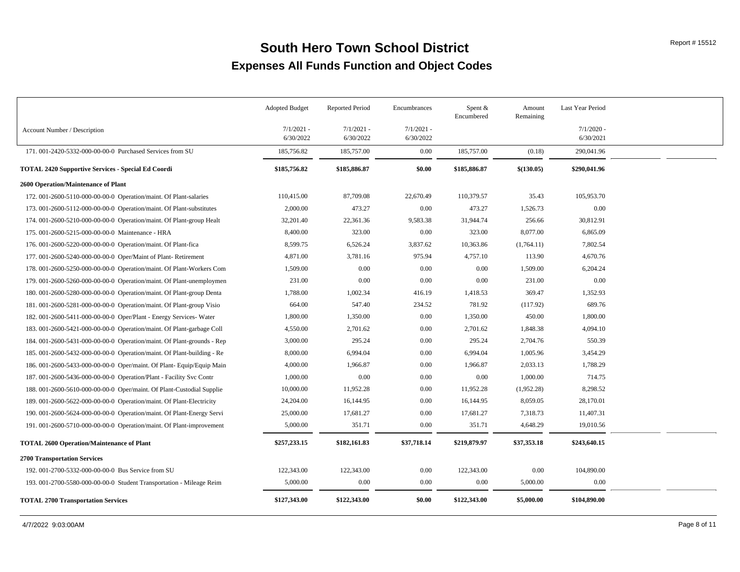# South Hero Town School District

## Expenses All Funds Function and Object Codes

| Account Number / Description | Adopted Budget 7/1/2021 - 6/30/2022 | Reported Period 7/1/2021 - 6/30/2022 | Encumbrances 7/1/2021 - 6/30/2022 | Spent & Encumbered | Amount Remaining | Last Year Period 7/1/2020 - 6/30/2021 |
|---|---|---|---|---|---|---|
| 171. 001-2420-5332-000-00-00-0 Purchased Services from SU | 185,756.82 | 185,757.00 | 0.00 | 185,757.00 | (0.18) | 290,041.96 |
| **TOTAL 2420 Supportive Services - Special Ed Coordi** | **$185,756.82** | **$185,886.87** | **$0.00** | **$185,886.87** | **$(130.05)** | **$290,041.96** |
| **2600 Operation/Maintenance of Plant** | | | | | | |
| 172. 001-2600-5110-000-00-00-0 Operation/maint. Of Plant-salaries | 110,415.00 | 87,709.08 | 22,670.49 | 110,379.57 | 35.43 | 105,953.70 |
| 173. 001-2600-5112-000-00-00-0 Operation/maint. Of Plant-substitutes | 2,000.00 | 473.27 | 0.00 | 473.27 | 1,526.73 | 0.00 |
| 174. 001-2600-5210-000-00-00-0 Operation/maint. Of Plant-group Healt | 32,201.40 | 22,361.36 | 9,583.38 | 31,944.74 | 256.66 | 30,812.91 |
| 175. 001-2600-5215-000-00-00-0 Maintenance - HRA | 8,400.00 | 323.00 | 0.00 | 323.00 | 8,077.00 | 6,865.09 |
| 176. 001-2600-5220-000-00-00-0 Operation/maint. Of Plant-fica | 8,599.75 | 6,526.24 | 3,837.62 | 10,363.86 | (1,764.11) | 7,802.54 |
| 177. 001-2600-5240-000-00-00-0 Oper/Maint of Plant- Retirement | 4,871.00 | 3,781.16 | 975.94 | 4,757.10 | 113.90 | 4,670.76 |
| 178. 001-2600-5250-000-00-00-0 Operation/maint. Of Plant-Workers Com | 1,509.00 | 0.00 | 0.00 | 0.00 | 1,509.00 | 6,204.24 |
| 179. 001-2600-5260-000-00-00-0 Operation/maint. Of Plant-unemploymen | 231.00 | 0.00 | 0.00 | 0.00 | 231.00 | 0.00 |
| 180. 001-2600-5280-000-00-00-0 Operation/maint. Of Plant-group Denta | 1,788.00 | 1,002.34 | 416.19 | 1,418.53 | 369.47 | 1,352.93 |
| 181. 001-2600-5281-000-00-00-0 Operation/maint. Of Plant-group Visio | 664.00 | 547.40 | 234.52 | 781.92 | (117.92) | 689.76 |
| 182. 001-2600-5411-000-00-00-0 Oper/Plant - Energy Services- Water | 1,800.00 | 1,350.00 | 0.00 | 1,350.00 | 450.00 | 1,800.00 |
| 183. 001-2600-5421-000-00-00-0 Operation/maint. Of Plant-garbage Coll | 4,550.00 | 2,701.62 | 0.00 | 2,701.62 | 1,848.38 | 4,094.10 |
| 184. 001-2600-5431-000-00-00-0 Operation/maint. Of Plant-grounds - Rep | 3,000.00 | 295.24 | 0.00 | 295.24 | 2,704.76 | 550.39 |
| 185. 001-2600-5432-000-00-00-0 Operation/maint. Of Plant-building - Re | 8,000.00 | 6,994.04 | 0.00 | 6,994.04 | 1,005.96 | 3,454.29 |
| 186. 001-2600-5433-000-00-00-0 Oper/maint. Of Plant- Equip/Equip Main | 4,000.00 | 1,966.87 | 0.00 | 1,966.87 | 2,033.13 | 1,788.29 |
| 187. 001-2600-5436-000-00-00-0 Operation/Plant - Facility Svc Contr | 1,000.00 | 0.00 | 0.00 | 0.00 | 1,000.00 | 714.75 |
| 188. 001-2600-5610-000-00-00-0 Oper/maint. Of Plant-Custodial Supplie | 10,000.00 | 11,952.28 | 0.00 | 11,952.28 | (1,952.28) | 8,298.52 |
| 189. 001-2600-5622-000-00-00-0 Operation/maint. Of Plant-Electricity | 24,204.00 | 16,144.95 | 0.00 | 16,144.95 | 8,059.05 | 28,170.01 |
| 190. 001-2600-5624-000-00-00-0 Operation/maint. Of Plant-Energy Servi | 25,000.00 | 17,681.27 | 0.00 | 17,681.27 | 7,318.73 | 11,407.31 |
| 191. 001-2600-5710-000-00-00-0 Operation/maint. Of Plant-improvement | 5,000.00 | 351.71 | 0.00 | 351.71 | 4,648.29 | 19,010.56 |
| **TOTAL 2600 Operation/Maintenance of Plant** | **$257,233.15** | **$182,161.83** | **$37,718.14** | **$219,879.97** | **$37,353.18** | **$243,640.15** |
| **2700 Transportation Services** | | | | | | |
| 192. 001-2700-5332-000-00-00-0 Bus Service from SU | 122,343.00 | 122,343.00 | 0.00 | 122,343.00 | 0.00 | 104,890.00 |
| 193. 001-2700-5580-000-00-00-0 Student Transportation - Mileage Reim | 5,000.00 | 0.00 | 0.00 | 0.00 | 5,000.00 | 0.00 |
| **TOTAL 2700 Transportation Services** | **$127,343.00** | **$122,343.00** | **$0.00** | **$122,343.00** | **$5,000.00** | **$104,890.00** |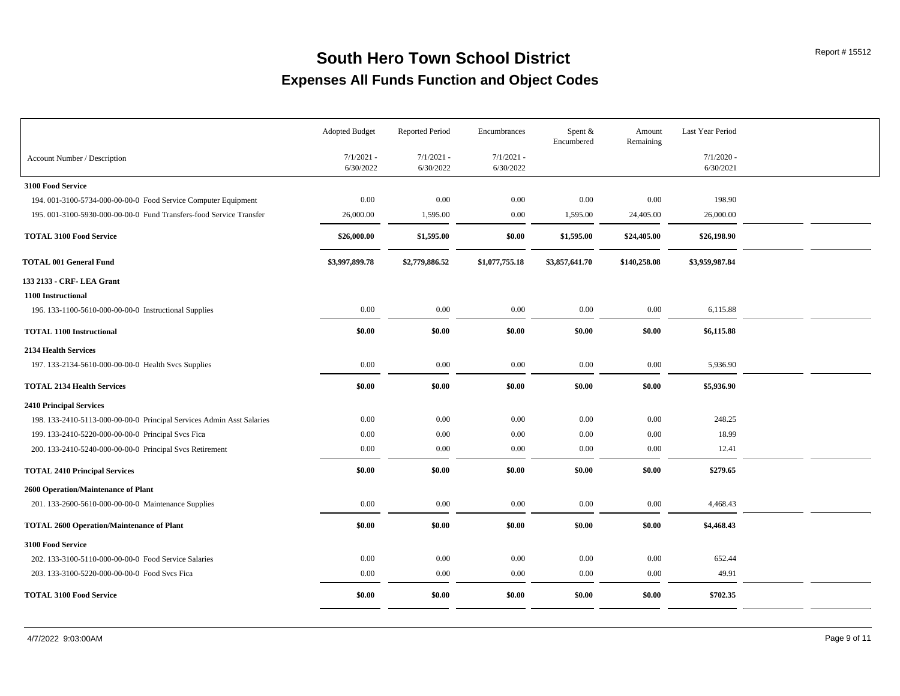# South Hero Town School District

## Expenses All Funds Function and Object Codes

| Account Number / Description | Adopted Budget 7/1/2021 - 6/30/2022 | Reported Period 7/1/2021 - 6/30/2022 | Encumbrances 7/1/2021 - 6/30/2022 | Spent & Encumbered | Amount Remaining | Last Year Period 7/1/2020 - 6/30/2021 |
|---|---|---|---|---|---|---|
| **3100 Food Service** | | | | | | |
| 194. 001-3100-5734-000-00-00-0 Food Service Computer Equipment | 0.00 | 0.00 | 0.00 | 0.00 | 0.00 | 198.90 |
| 195. 001-3100-5930-000-00-00-0 Fund Transfers-food Service Transfer | 26,000.00 | 1,595.00 | 0.00 | 1,595.00 | 24,405.00 | 26,000.00 |
| **TOTAL 3100 Food Service** | **$26,000.00** | **$1,595.00** | **$0.00** | **$1,595.00** | **$24,405.00** | **$26,198.90** |
| **TOTAL 001 General Fund** | **$3,997,899.78** | **$2,779,886.52** | **$1,077,755.18** | **$3,857,641.70** | **$140,258.08** | **$3,959,987.84** |
| **133 2133 - CRF- LEA Grant** | | | | | | |
| **1100 Instructional** | | | | | | |
| 196. 133-1100-5610-000-00-00-0 Instructional Supplies | 0.00 | 0.00 | 0.00 | 0.00 | 0.00 | 6,115.88 |
| **TOTAL 1100 Instructional** | **$0.00** | **$0.00** | **$0.00** | **$0.00** | **$0.00** | **$6,115.88** |
| **2134 Health Services** | | | | | | |
| 197. 133-2134-5610-000-00-00-0 Health Svcs Supplies | 0.00 | 0.00 | 0.00 | 0.00 | 0.00 | 5,936.90 |
| **TOTAL 2134 Health Services** | **$0.00** | **$0.00** | **$0.00** | **$0.00** | **$0.00** | **$5,936.90** |
| **2410 Principal Services** | | | | | | |
| 198. 133-2410-5113-000-00-00-0 Principal Services Admin Asst Salaries | 0.00 | 0.00 | 0.00 | 0.00 | 0.00 | 248.25 |
| 199. 133-2410-5220-000-00-00-0 Principal Svcs Fica | 0.00 | 0.00 | 0.00 | 0.00 | 0.00 | 18.99 |
| 200. 133-2410-5240-000-00-00-0 Principal Svcs Retirement | 0.00 | 0.00 | 0.00 | 0.00 | 0.00 | 12.41 |
| **TOTAL 2410 Principal Services** | **$0.00** | **$0.00** | **$0.00** | **$0.00** | **$0.00** | **$279.65** |
| **2600 Operation/Maintenance of Plant** | | | | | | |
| 201. 133-2600-5610-000-00-00-0 Maintenance Supplies | 0.00 | 0.00 | 0.00 | 0.00 | 0.00 | 4,468.43 |
| **TOTAL 2600 Operation/Maintenance of Plant** | **$0.00** | **$0.00** | **$0.00** | **$0.00** | **$0.00** | **$4,468.43** |
| **3100 Food Service** | | | | | | |
| 202. 133-3100-5110-000-00-00-0 Food Service Salaries | 0.00 | 0.00 | 0.00 | 0.00 | 0.00 | 652.44 |
| 203. 133-3100-5220-000-00-00-0 Food Svcs Fica | 0.00 | 0.00 | 0.00 | 0.00 | 0.00 | 49.91 |
| **TOTAL 3100 Food Service** | **$0.00** | **$0.00** | **$0.00** | **$0.00** | **$0.00** | **$702.35** |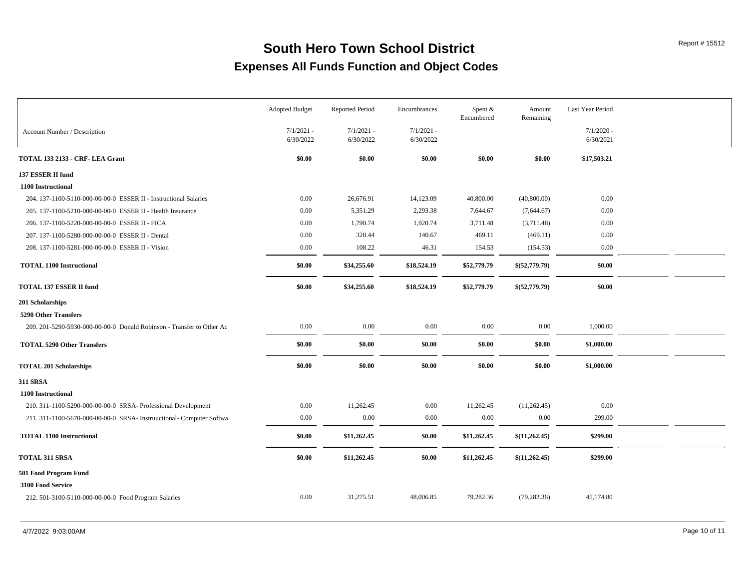# South Hero Town School District

## Expenses All Funds Function and Object Codes

Report # 15512

| Account Number / Description | Adopted Budget 7/1/2021 - 6/30/2022 | Reported Period 7/1/2021 - 6/30/2022 | Encumbrances 7/1/2021 - 6/30/2022 | Spent & Encumbered | Amount Remaining | Last Year Period 7/1/2020 - 6/30/2021 |
|---|---|---|---|---|---|---|
| **TOTAL 133 2133 - CRF- LEA Grant** | **$0.00** | **$0.00** | **$0.00** | **$0.00** | **$0.00** | **$17,503.21** |
| **137 ESSER II fund** | | | | | | |
| **1100 Instructional** | | | | | | |
| 204. 137-1100-5110-000-00-00-0 ESSER II - Instructional Salaries | 0.00 | 26,676.91 | 14,123.09 | 40,800.00 | (40,800.00) | 0.00 |
| 205. 137-1100-5210-000-00-00-0 ESSER II - Health Insurance | 0.00 | 5,351.29 | 2,293.38 | 7,644.67 | (7,644.67) | 0.00 |
| 206. 137-1100-5220-000-00-00-0 ESSER II - FICA | 0.00 | 1,790.74 | 1,920.74 | 3,711.48 | (3,711.48) | 0.00 |
| 207. 137-1100-5280-000-00-00-0 ESSER II - Dental | 0.00 | 328.44 | 140.67 | 469.11 | (469.11) | 0.00 |
| 208. 137-1100-5281-000-00-00-0 ESSER II - Vision | 0.00 | 108.22 | 46.31 | 154.53 | (154.53) | 0.00 |
| **TOTAL 1100 Instructional** | **$0.00** | **$34,255.60** | **$18,524.19** | **$52,779.79** | **$(52,779.79)** | **$0.00** |
| **TOTAL 137 ESSER II fund** | **$0.00** | **$34,255.60** | **$18,524.19** | **$52,779.79** | **$(52,779.79)** | **$0.00** |
| **201 Scholarships** | | | | | | |
| **5290 Other Transfers** | | | | | | |
| 209. 201-5290-5930-000-00-00-0 Donald Robinson - Transfer to Other Ac | 0.00 | 0.00 | 0.00 | 0.00 | 0.00 | 1,000.00 |
| **TOTAL 5290 Other Transfers** | **$0.00** | **$0.00** | **$0.00** | **$0.00** | **$0.00** | **$1,000.00** |
| **TOTAL 201 Scholarships** | **$0.00** | **$0.00** | **$0.00** | **$0.00** | **$0.00** | **$1,000.00** |
| **311 SRSA** | | | | | | |
| **1100 Instructional** | | | | | | |
| 210. 311-1100-5290-000-00-00-0 SRSA- Professional Development | 0.00 | 11,262.45 | 0.00 | 11,262.45 | (11,262.45) | 0.00 |
| 211. 311-1100-5670-000-00-00-0 SRSA- Instruuctional- Computer Softwa | 0.00 | 0.00 | 0.00 | 0.00 | 0.00 | 299.00 |
| **TOTAL 1100 Instructional** | **$0.00** | **$11,262.45** | **$0.00** | **$11,262.45** | **$(11,262.45)** | **$299.00** |
| **TOTAL 311 SRSA** | **$0.00** | **$11,262.45** | **$0.00** | **$11,262.45** | **$(11,262.45)** | **$299.00** |
| **501 Food Program Fund** | | | | | | |
| **3100 Food Service** | | | | | | |
| 212. 501-3100-5110-000-00-00-0 Food Program Salaries | 0.00 | 31,275.51 | 48,006.85 | 79,282.36 | (79,282.36) | 45,174.80 |

4/7/2022 9:03:00AM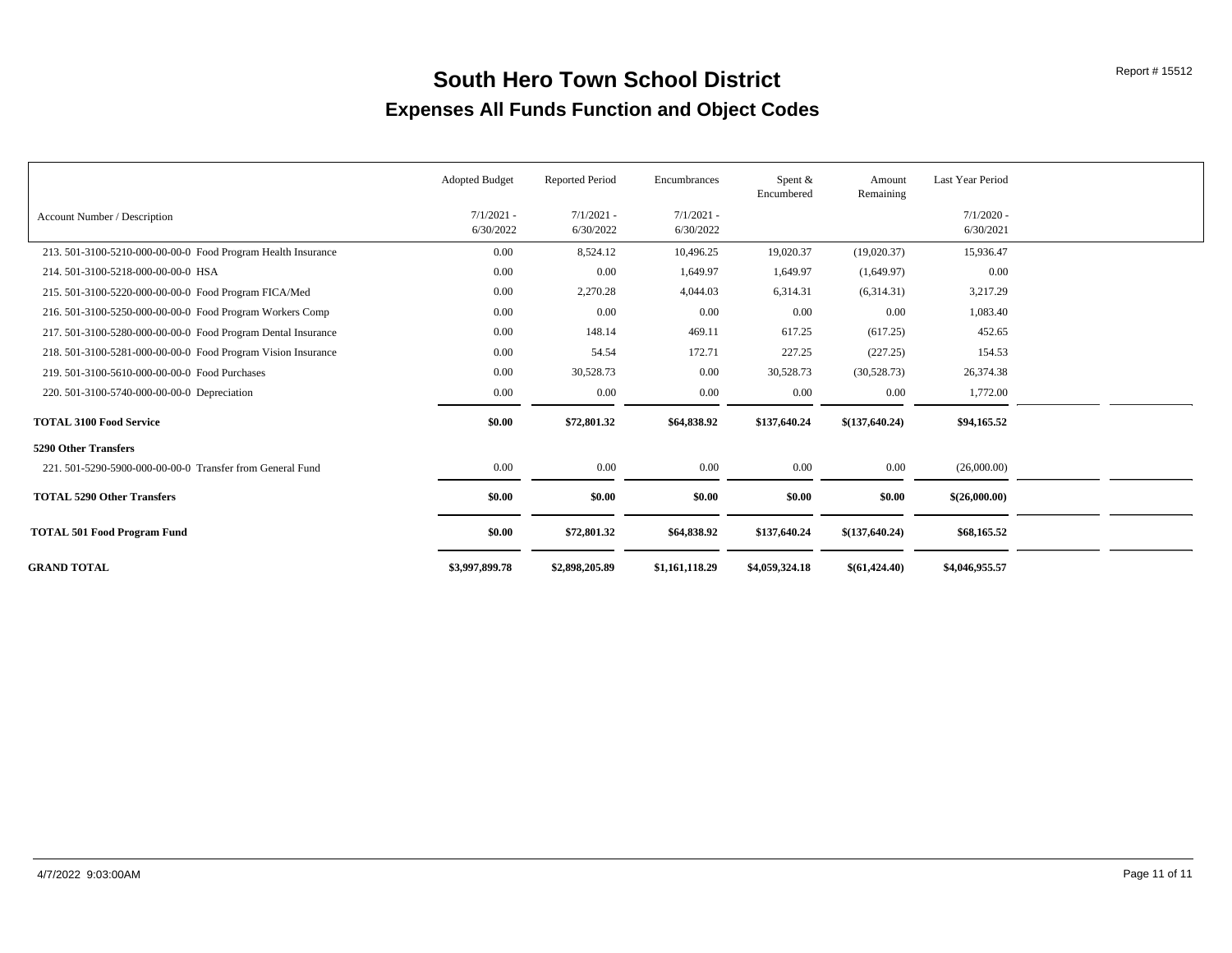# South Hero Town School District

## Expenses All Funds Function and Object Codes

Report # 15512

| Account Number / Description | Adopted Budget 7/1/2021 - 6/30/2022 | Reported Period 7/1/2021 - 6/30/2022 | Encumbrances 7/1/2021 - 6/30/2022 | Spent & Encumbered | Amount Remaining | Last Year Period 7/1/2020 - 6/30/2021 |
|---|---|---|---|---|---|---|
| 213. 501-3100-5210-000-00-00-0 Food Program Health Insurance | 0.00 | 8,524.12 | 10,496.25 | 19,020.37 | (19,020.37) | 15,936.47 |
| 214. 501-3100-5218-000-00-00-0 HSA | 0.00 | 0.00 | 1,649.97 | 1,649.97 | (1,649.97) | 0.00 |
| 215. 501-3100-5220-000-00-00-0 Food Program FICA/Med | 0.00 | 2,270.28 | 4,044.03 | 6,314.31 | (6,314.31) | 3,217.29 |
| 216. 501-3100-5250-000-00-00-0 Food Program Workers Comp | 0.00 | 0.00 | 0.00 | 0.00 | 0.00 | 1,083.40 |
| 217. 501-3100-5280-000-00-00-0 Food Program Dental Insurance | 0.00 | 148.14 | 469.11 | 617.25 | (617.25) | 452.65 |
| 218. 501-3100-5281-000-00-00-0 Food Program Vision Insurance | 0.00 | 54.54 | 172.71 | 227.25 | (227.25) | 154.53 |
| 219. 501-3100-5610-000-00-00-0 Food Purchases | 0.00 | 30,528.73 | 0.00 | 30,528.73 | (30,528.73) | 26,374.38 |
| 220. 501-3100-5740-000-00-00-0 Depreciation | 0.00 | 0.00 | 0.00 | 0.00 | 0.00 | 1,772.00 |
| **TOTAL 3100 Food Service** | **$0.00** | **$72,801.32** | **$64,838.92** | **$137,640.24** | **$(137,640.24)** | **$94,165.52** |
| **5290 Other Transfers** | | | | | | |
| 221. 501-5290-5900-000-00-00-0 Transfer from General Fund | 0.00 | 0.00 | 0.00 | 0.00 | 0.00 | (26,000.00) |
| **TOTAL 5290 Other Transfers** | **$0.00** | **$0.00** | **$0.00** | **$0.00** | **$0.00** | **$(26,000.00)** |
| **TOTAL 501 Food Program Fund** | **$0.00** | **$72,801.32** | **$64,838.92** | **$137,640.24** | **$(137,640.24)** | **$68,165.52** |
| **GRAND TOTAL** | **$3,997,899.78** | **$2,898,205.89** | **$1,161,118.29** | **$4,059,324.18** | **$(61,424.40)** | **$4,046,955.57** |

4/7/2022 9:03:00AM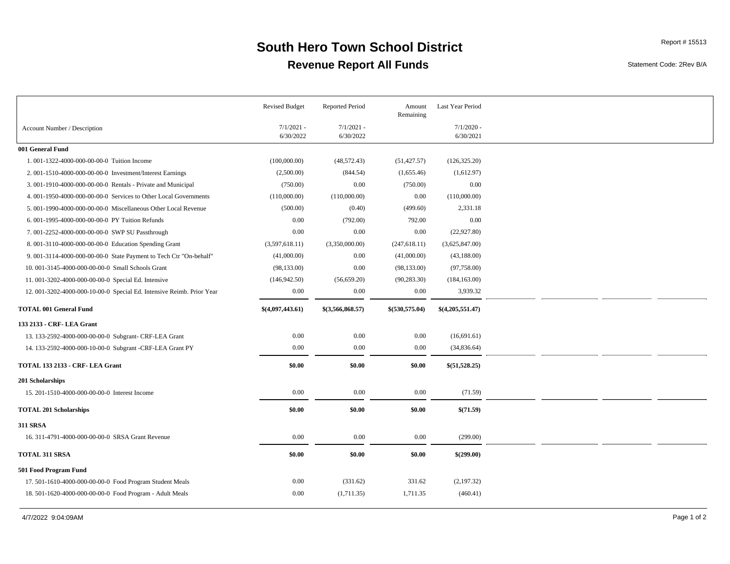# South Hero Town School District

## Revenue Report All Funds

Report # 15513

Statement Code: 2Rev B/A

| Account Number / Description | Revised Budget 7/1/2021 - 6/30/2022 | Reported Period 7/1/2021 - 6/30/2022 | Amount Remaining | Last Year Period 7/1/2020 - 6/30/2021 |
|---|---|---|---|---|
| **001 General Fund** | | | | |
| 1. 001-1322-4000-000-00-00-0 Tuition Income | (100,000.00) | (48,572.43) | (51,427.57) | (126,325.20) |
| 2. 001-1510-4000-000-00-00-0 Investment/Interest Earnings | (2,500.00) | (844.54) | (1,655.46) | (1,612.97) |
| 3. 001-1910-4000-000-00-00-0 Rentals - Private and Municipal | (750.00) | 0.00 | (750.00) | 0.00 |
| 4. 001-1950-4000-000-00-00-0 Services to Other Local Governments | (110,000.00) | (110,000.00) | 0.00 | (110,000.00) |
| 5. 001-1990-4000-000-00-00-0 Miscellaneous Other Local Revenue | (500.00) | (0.40) | (499.60) | 2,331.18 |
| 6. 001-1995-4000-000-00-00-0 PY Tuition Refunds | 0.00 | (792.00) | 792.00 | 0.00 |
| 7. 001-2252-4000-000-00-00-0 SWP SU Passthrough | 0.00 | 0.00 | 0.00 | (22,927.80) |
| 8. 001-3110-4000-000-00-00-0 Education Spending Grant | (3,597,618.11) | (3,350,000.00) | (247,618.11) | (3,625,847.00) |
| 9. 001-3114-4000-000-00-00-0 State Payment to Tech Ctr "On-behalf" | (41,000.00) | 0.00 | (41,000.00) | (43,188.00) |
| 10. 001-3145-4000-000-00-00-0 Small Schools Grant | (98,133.00) | 0.00 | (98,133.00) | (97,758.00) |
| 11. 001-3202-4000-000-00-00-0 Special Ed. Intensive | (146,942.50) | (56,659.20) | (90,283.30) | (184,163.00) |
| 12. 001-3202-4000-000-10-00-0 Special Ed. Intensive Reimb. Prior Year | 0.00 | 0.00 | 0.00 | 3,939.32 |
| **TOTAL 001 General Fund** | **$(4,097,443.61)** | **$(3,566,868.57)** | **$(530,575.04)** | **$(4,205,551.47)** |
| **133 2133 - CRF- LEA Grant** | | | | |
| 13. 133-2592-4000-000-00-00-0 Subgrant- CRF-LEA Grant | 0.00 | 0.00 | 0.00 | (16,691.61) |
| 14. 133-2592-4000-000-10-00-0 Subgrant -CRF-LEA Grant PY | 0.00 | 0.00 | 0.00 | (34,836.64) |
| **TOTAL 133 2133 - CRF- LEA Grant** | **$0.00** | **$0.00** | **$0.00** | **$(51,528.25)** |
| **201 Scholarships** | | | | |
| 15. 201-1510-4000-000-00-00-0 Interest Income | 0.00 | 0.00 | 0.00 | (71.59) |
| **TOTAL 201 Scholarships** | **$0.00** | **$0.00** | **$0.00** | **$(71.59)** |
| **311 SRSA** | | | | |
| 16. 311-4791-4000-000-00-00-0 SRSA Grant Revenue | 0.00 | 0.00 | 0.00 | (299.00) |
| **TOTAL 311 SRSA** | **$0.00** | **$0.00** | **$0.00** | **$(299.00)** |
| **501 Food Program Fund** | | | | |
| 17. 501-1610-4000-000-00-00-0 Food Program Student Meals | 0.00 | (331.62) | 331.62 | (2,197.32) |
| 18. 501-1620-4000-000-00-00-0 Food Program - Adult Meals | 0.00 | (1,711.35) | 1,711.35 | (460.41) |

4/7/2022 9:04:09AM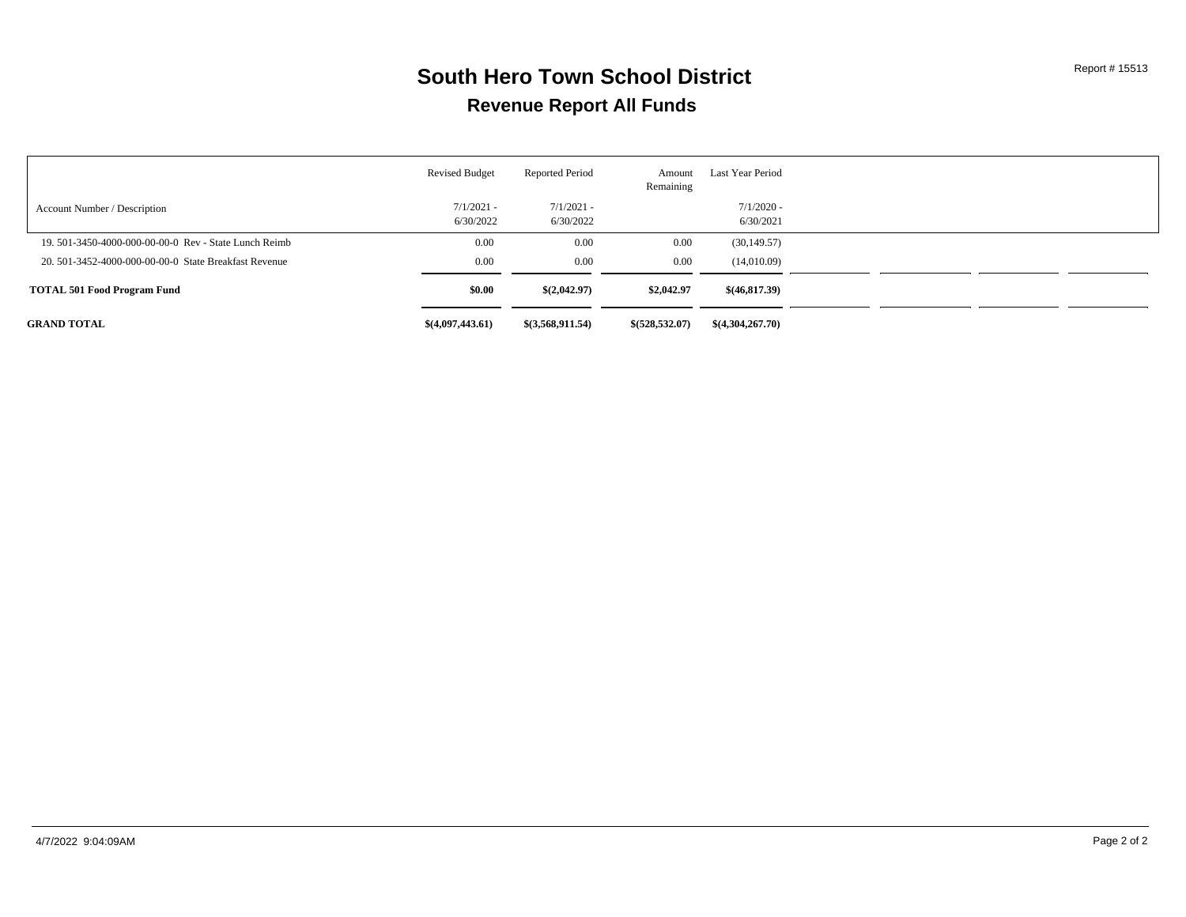# South Hero Town School District

## Revenue Report All Funds

Report # 15513

| Account Number / Description | Revised Budget 7/1/2021 - 6/30/2022 | Reported Period 7/1/2021 - 6/30/2022 | Amount Remaining | Last Year Period 7/1/2020 - 6/30/2021 |
|---|---|---|---|---|
| 19. 501-3450-4000-000-00-00-0 Rev - State Lunch Reimb | 0.00 | 0.00 | 0.00 | (30,149.57) |
| 20. 501-3452-4000-000-00-00-0 State Breakfast Revenue | 0.00 | 0.00 | 0.00 | (14,010.09) |
| **TOTAL 501 Food Program Fund** | **$0.00** | **$(2,042.97)** | **$2,042.97** | **$(46,817.39)** |
| **GRAND TOTAL** | **$(4,097,443.61)** | **$(3,568,911.54)** | **$(528,532.07)** | **$(4,304,267.70)** |

4/7/2022 9:04:09AM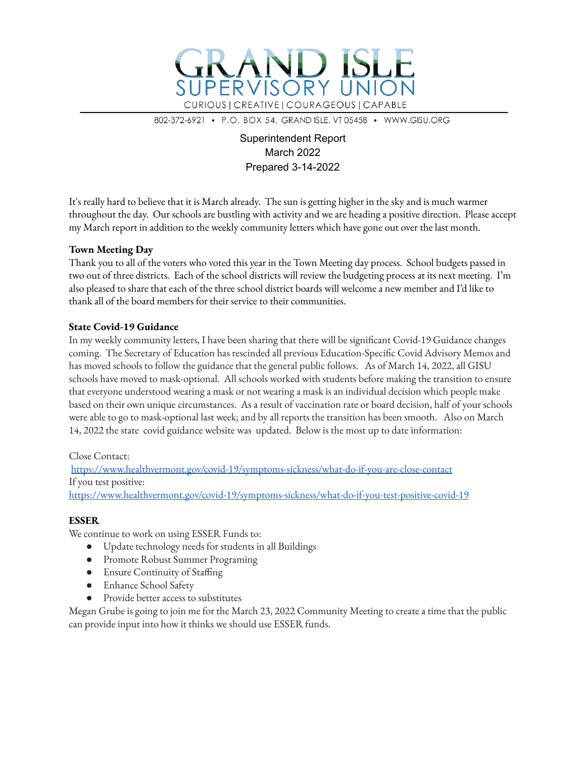# GRAND ISLE SUPERVISORY UNION

CURIOUS | CREATIVE | COURAGEOUS | CAPABLE

802-372-6921 • P.O. BOX 54, GRAND ISLE, VT 05458 • WWW.GISU.ORG

Superintendent Report
March 2022
Prepared 3-14-2022

It's really hard to believe that it is March already. The sun is getting higher in the sky and is much warmer throughout the day. Our schools are bustling with activity and we are heading a positive direction. Please accept my March report in addition to the weekly community letters which have gone out over the last month.

**Town Meeting Day**

Thank you to all of the voters who voted this year in the Town Meeting day process. School budgets passed in two out of three districts. Each of the school districts will review the budgeting process at its next meeting. I'm also pleased to share that each of the three school district boards will welcome a new member and I'd like to thank all of the board members for their service to their communities.

**State Covid-19 Guidance**

In my weekly community letters, I have been sharing that there will be significant Covid-19 Guidance changes coming. The Secretary of Education has rescinded all previous Education-Specific Covid Advisory Memos and has moved schools to follow the guidance that the general public follows. As of March 14, 2022, all GISU schools have moved to mask-optional. All schools worked with students before making the transition to ensure that everyone understood wearing a mask or not wearing a mask is an individual decision which people make based on their own unique circumstances. As a result of vaccination rate or board decision, half of your schools were able to go to mask-optional last week; and by all reports the transition has been smooth. Also on March 14, 2022 the state covid guidance website was updated. Below is the most up to date information:

Close Contact:
https://www.healthvermont.gov/covid-19/symptoms-sickness/what-do-if-you-are-close-contact
If you test positive:
https://www.healthvermont.gov/covid-19/symptoms-sickness/what-do-if-you-test-positive-covid-19

**ESSER**

We continue to work on using ESSER Funds to:

- Update technology needs for students in all Buildings
- Promote Robust Summer Programing
- Ensure Continuity of Staffing
- Enhance School Safety
- Provide better access to substitutes

Megan Grube is going to join me for the March 23, 2022 Community Meeting to create a time that the public can provide input into how it thinks we should use ESSER funds.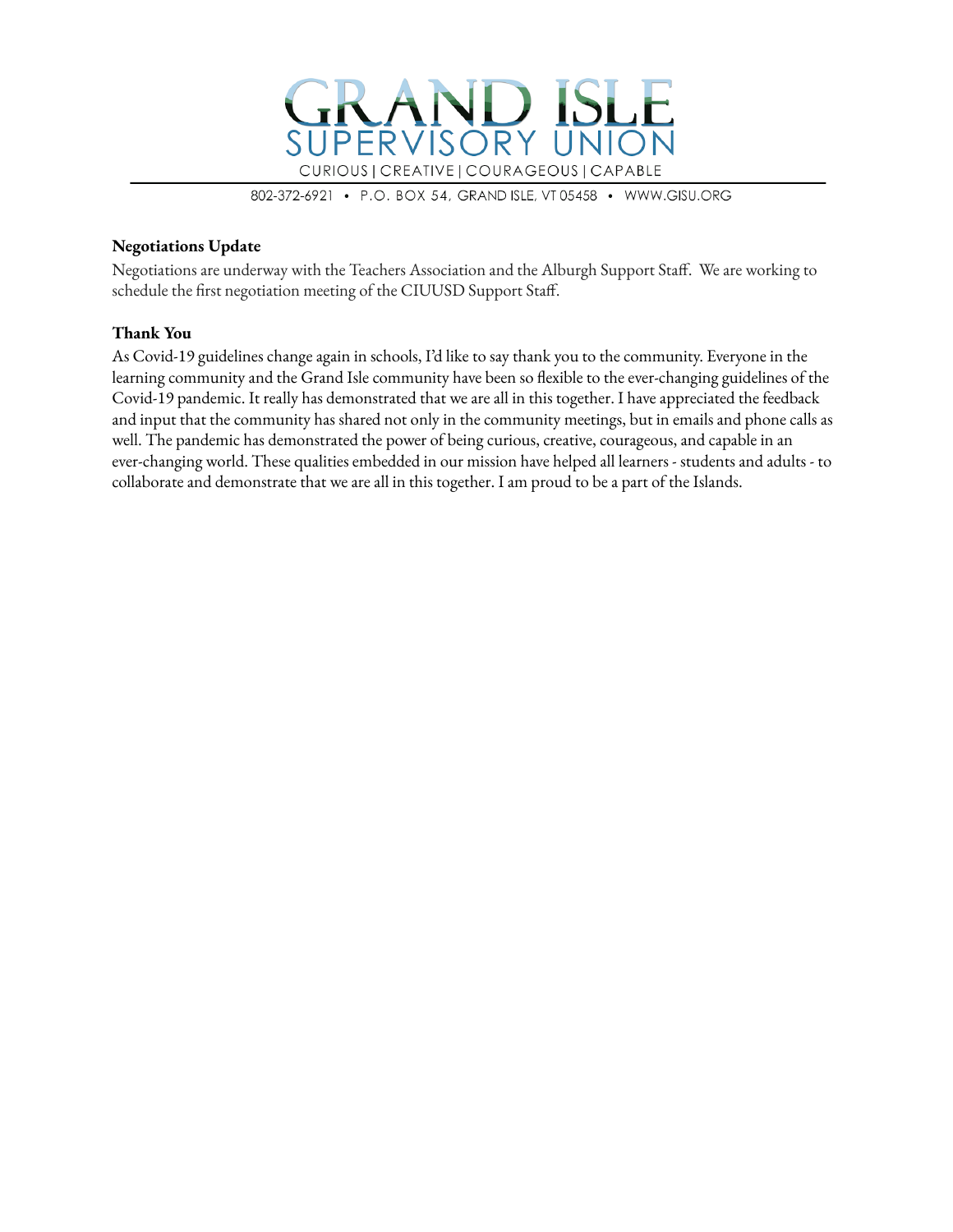**Negotiations Update**

Negotiations are underway with the Teachers Association and the Alburgh Support Staff. We are working to schedule the first negotiation meeting of the CIUUSD Support Staff.

**Thank You**

As Covid-19 guidelines change again in schools, I'd like to say thank you to the community. Everyone in the learning community and the Grand Isle community have been so flexible to the ever-changing guidelines of the Covid-19 pandemic. It really has demonstrated that we are all in this together. I have appreciated the feedback and input that the community has shared not only in the community meetings, but in emails and phone calls as well. The pandemic has demonstrated the power of being curious, creative, courageous, and capable in an ever-changing world. These qualities embedded in our mission have helped all learners - students and adults - to collaborate and demonstrate that we are all in this together. I am proud to be a part of the Islands.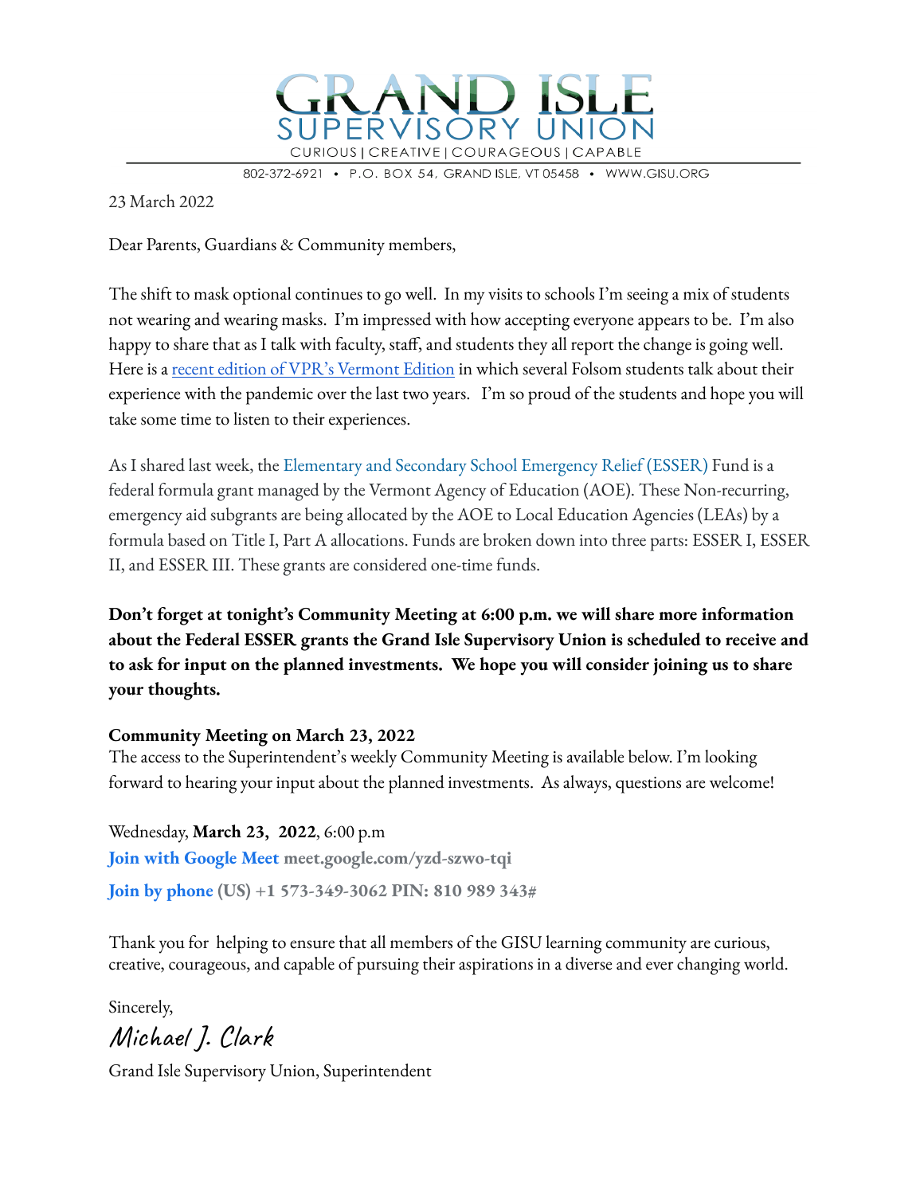# GRAND ISLE SUPERVISORY UNION

CURIOUS | CREATIVE | COURAGEOUS | CAPABLE

802-372-6921 • P.O. BOX 54, GRAND ISLE, VT 05458 • WWW.GISU.ORG

23 March 2022

Dear Parents, Guardians & Community members,

The shift to mask optional continues to go well. In my visits to schools I'm seeing a mix of students not wearing and wearing masks. I'm impressed with how accepting everyone appears to be. I'm also happy to share that as I talk with faculty, staff, and students they all report the change is going well. Here is a recent edition of VPR's Vermont Edition in which several Folsom students talk about their experience with the pandemic over the last two years. I'm so proud of the students and hope you will take some time to listen to their experiences.

As I shared last week, the Elementary and Secondary School Emergency Relief (ESSER) Fund is a federal formula grant managed by the Vermont Agency of Education (AOE). These Non-recurring, emergency aid subgrants are being allocated by the AOE to Local Education Agencies (LEAs) by a formula based on Title I, Part A allocations. Funds are broken down into three parts: ESSER I, ESSER II, and ESSER III. These grants are considered one-time funds.

**Don't forget at tonight's Community Meeting at 6:00 p.m. we will share more information about the Federal ESSER grants the Grand Isle Supervisory Union is scheduled to receive and to ask for input on the planned investments. We hope you will consider joining us to share your thoughts.**

**Community Meeting on March 23, 2022**

The access to the Superintendent's weekly Community Meeting is available below. I'm looking forward to hearing your input about the planned investments. As always, questions are welcome!

Wednesday, **March 23, 2022**, 6:00 p.m

**Join with Google Meet** **meet.google.com/yzd-szwo-tqi**

**Join by phone** **(US) +1 573-349-3062 PIN: 810 989 343#**

Thank you for helping to ensure that all members of the GISU learning community are curious, creative, courageous, and capable of pursuing their aspirations in a diverse and ever changing world.

Sincerely,

*Michael J. Clark*

Grand Isle Supervisory Union, Superintendent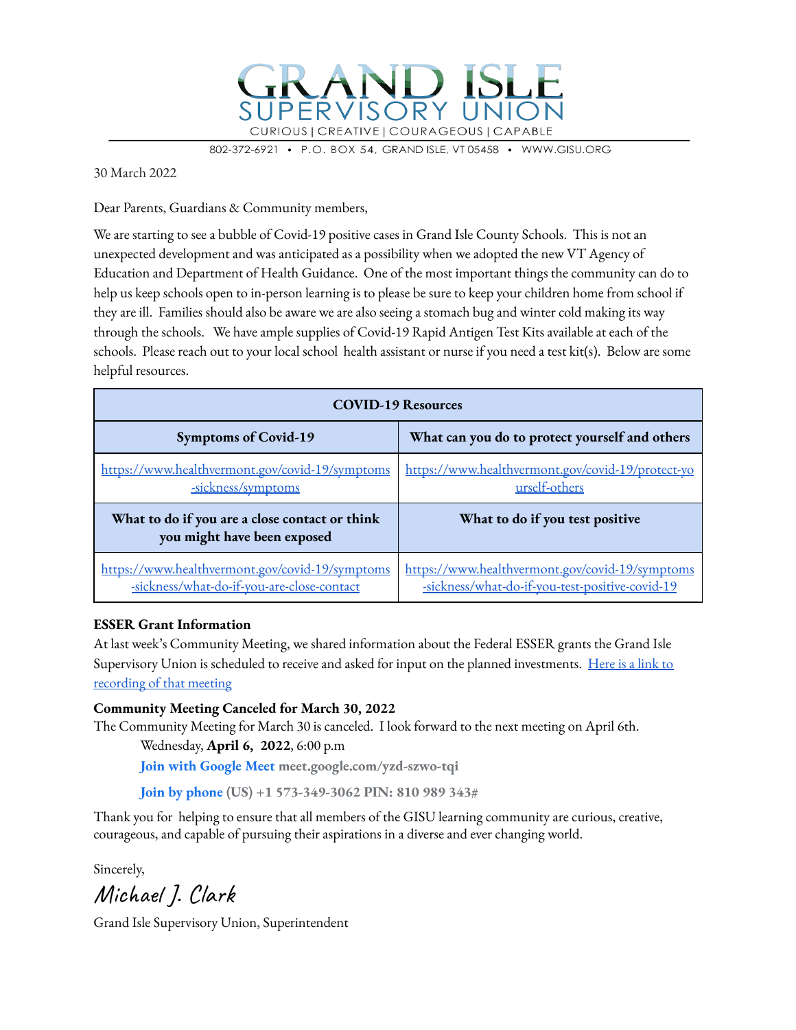# GRAND ISLE SUPERVISORY UNION

CURIOUS | CREATIVE | COURAGEOUS | CAPABLE

802-372-6921 • P.O. BOX 54, GRAND ISLE, VT 05458 • WWW.GISU.ORG

30 March 2022

Dear Parents, Guardians & Community members,

We are starting to see a bubble of Covid-19 positive cases in Grand Isle County Schools. This is not an unexpected development and was anticipated as a possibility when we adopted the new VT Agency of Education and Department of Health Guidance. One of the most important things the community can do to help us keep schools open to in-person learning is to please be sure to keep your children home from school if they are ill. Families should also be aware we are also seeing a stomach bug and winter cold making its way through the schools. We have ample supplies of Covid-19 Rapid Antigen Test Kits available at each of the schools. Please reach out to your local school health assistant or nurse if you need a test kit(s). Below are some helpful resources.

| COVID-19 Resources | |
|---|---|
| **Symptoms of Covid-19** | **What can you do to protect yourself and others** |
| https://www.healthvermont.gov/covid-19/symptoms-sickness/symptoms | https://www.healthvermont.gov/covid-19/protect-yourself-others |
| **What to do if you are a close contact or think you might have been exposed** | **What to do if you test positive** |
| https://www.healthvermont.gov/covid-19/symptoms-sickness/what-do-if-you-are-close-contact | https://www.healthvermont.gov/covid-19/symptoms-sickness/what-do-if-you-test-positive-covid-19 |

**ESSER Grant Information**

At last week's Community Meeting, we shared information about the Federal ESSER grants the Grand Isle Supervisory Union is scheduled to receive and asked for input on the planned investments. Here is a link to recording of that meeting

**Community Meeting Canceled for March 30, 2022**

The Community Meeting for March 30 is canceled. I look forward to the next meeting on April 6th.

Wednesday, **April 6, 2022**, 6:00 p.m

**Join with Google Meet** **meet.google.com/yzd-szwo-tqi**

**Join by phone** **(US) +1 573-349-3062 PIN: 810 989 343#**

Thank you for helping to ensure that all members of the GISU learning community are curious, creative, courageous, and capable of pursuing their aspirations in a diverse and ever changing world.

Sincerely,

*Michael J. Clark*

Grand Isle Supervisory Union, Superintendent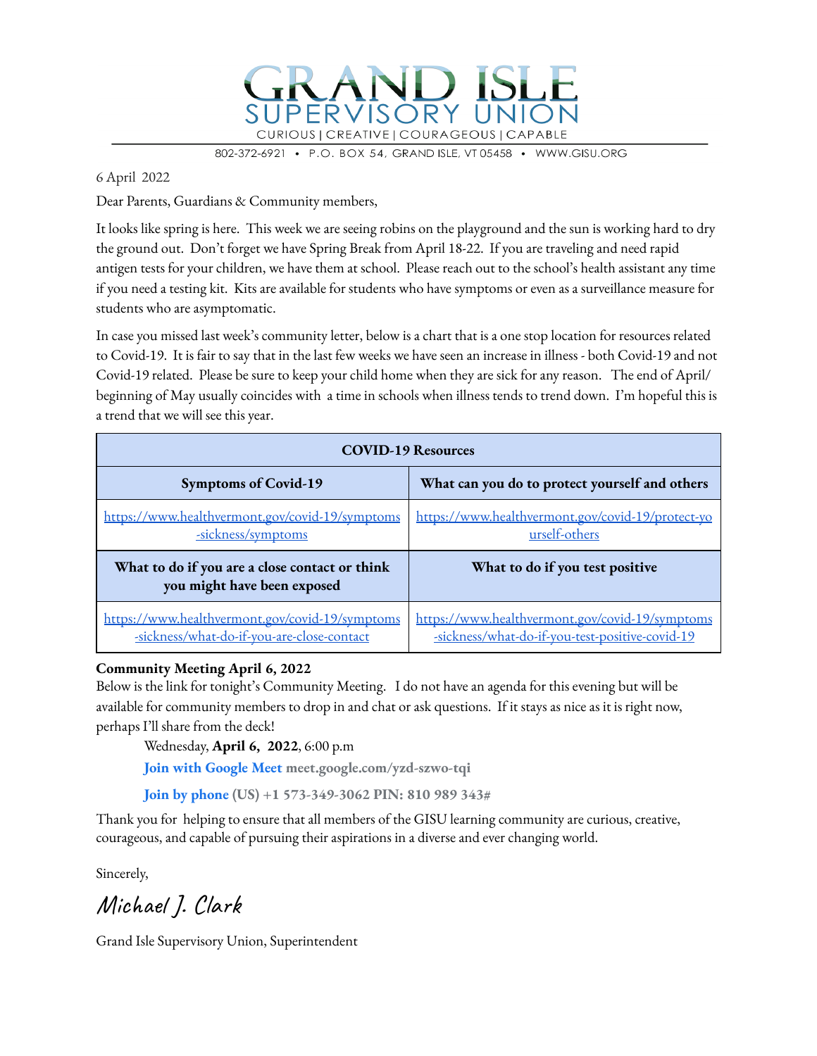# GRAND ISLE SUPERVISORY UNION

CURIOUS | CREATIVE | COURAGEOUS | CAPABLE

802-372-6921 • P.O. BOX 54, GRAND ISLE, VT 05458 • WWW.GISU.ORG

6 April 2022

Dear Parents, Guardians & Community members,

It looks like spring is here. This week we are seeing robins on the playground and the sun is working hard to dry the ground out. Don't forget we have Spring Break from April 18-22. If you are traveling and need rapid antigen tests for your children, we have them at school. Please reach out to the school's health assistant any time if you need a testing kit. Kits are available for students who have symptoms or even as a surveillance measure for students who are asymptomatic.

In case you missed last week's community letter, below is a chart that is a one stop location for resources related to Covid-19. It is fair to say that in the last few weeks we have seen an increase in illness - both Covid-19 and not Covid-19 related. Please be sure to keep your child home when they are sick for any reason. The end of April/ beginning of May usually coincides with a time in schools when illness tends to trend down. I'm hopeful this is a trend that we will see this year.

| COVID-19 Resources | |
|---|---|
| **Symptoms of Covid-19** | **What can you do to protect yourself and others** |
| https://www.healthvermont.gov/covid-19/symptoms-sickness/symptoms | https://www.healthvermont.gov/covid-19/protect-yourself-others |
| **What to do if you are a close contact or think you might have been exposed** | **What to do if you test positive** |
| https://www.healthvermont.gov/covid-19/symptoms-sickness/what-do-if-you-are-close-contact | https://www.healthvermont.gov/covid-19/symptoms-sickness/what-do-if-you-test-positive-covid-19 |

**Community Meeting April 6, 2022**

Below is the link for tonight's Community Meeting. I do not have an agenda for this evening but will be available for community members to drop in and chat or ask questions. If it stays as nice as it is right now, perhaps I'll share from the deck!

Wednesday, **April 6, 2022**, 6:00 p.m

**Join with Google Meet** **meet.google.com/yzd-szwo-tqi**

**Join by phone** **(US) +1 573-349-3062 PIN: 810 989 343#**

Thank you for helping to ensure that all members of the GISU learning community are curious, creative, courageous, and capable of pursuing their aspirations in a diverse and ever changing world.

Sincerely,

*Michael J. Clark*

Grand Isle Supervisory Union, Superintendent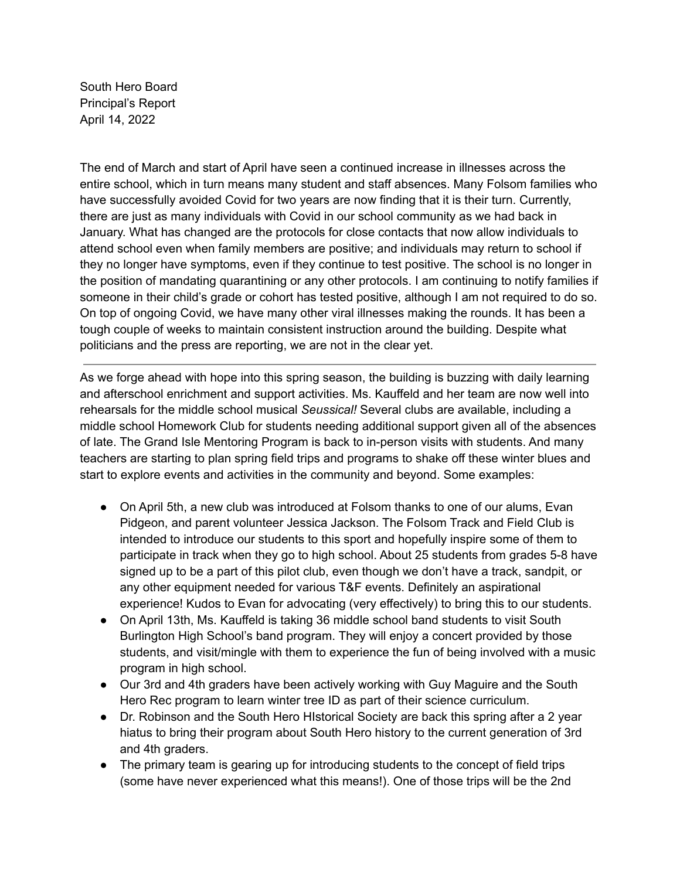South Hero Board
Principal's Report
April 14, 2022

The end of March and start of April have seen a continued increase in illnesses across the entire school, which in turn means many student and staff absences. Many Folsom families who have successfully avoided Covid for two years are now finding that it is their turn. Currently, there are just as many individuals with Covid in our school community as we had back in January. What has changed are the protocols for close contacts that now allow individuals to attend school even when family members are positive; and individuals may return to school if they no longer have symptoms, even if they continue to test positive. The school is no longer in the position of mandating quarantining or any other protocols. I am continuing to notify families if someone in their child's grade or cohort has tested positive, although I am not required to do so. On top of ongoing Covid, we have many other viral illnesses making the rounds. It has been a tough couple of weeks to maintain consistent instruction around the building. Despite what politicians and the press are reporting, we are not in the clear yet.

---

As we forge ahead with hope into this spring season, the building is buzzing with daily learning and afterschool enrichment and support activities. Ms. Kauffeld and her team are now well into rehearsals for the middle school musical *Seussical!* Several clubs are available, including a middle school Homework Club for students needing additional support given all of the absences of late. The Grand Isle Mentoring Program is back to in-person visits with students. And many teachers are starting to plan spring field trips and programs to shake off these winter blues and start to explore events and activities in the community and beyond. Some examples:

- On April 5th, a new club was introduced at Folsom thanks to one of our alums, Evan Pidgeon, and parent volunteer Jessica Jackson. The Folsom Track and Field Club is intended to introduce our students to this sport and hopefully inspire some of them to participate in track when they go to high school. About 25 students from grades 5-8 have signed up to be a part of this pilot club, even though we don't have a track, sandpit, or any other equipment needed for various T&F events. Definitely an aspirational experience! Kudos to Evan for advocating (very effectively) to bring this to our students.
- On April 13th, Ms. Kauffeld is taking 36 middle school band students to visit South Burlington High School's band program. They will enjoy a concert provided by those students, and visit/mingle with them to experience the fun of being involved with a music program in high school.
- Our 3rd and 4th graders have been actively working with Guy Maguire and the South Hero Rec program to learn winter tree ID as part of their science curriculum.
- Dr. Robinson and the South Hero HIstorical Society are back this spring after a 2 year hiatus to bring their program about South Hero history to the current generation of 3rd and 4th graders.
- The primary team is gearing up for introducing students to the concept of field trips (some have never experienced what this means!). One of those trips will be the 2nd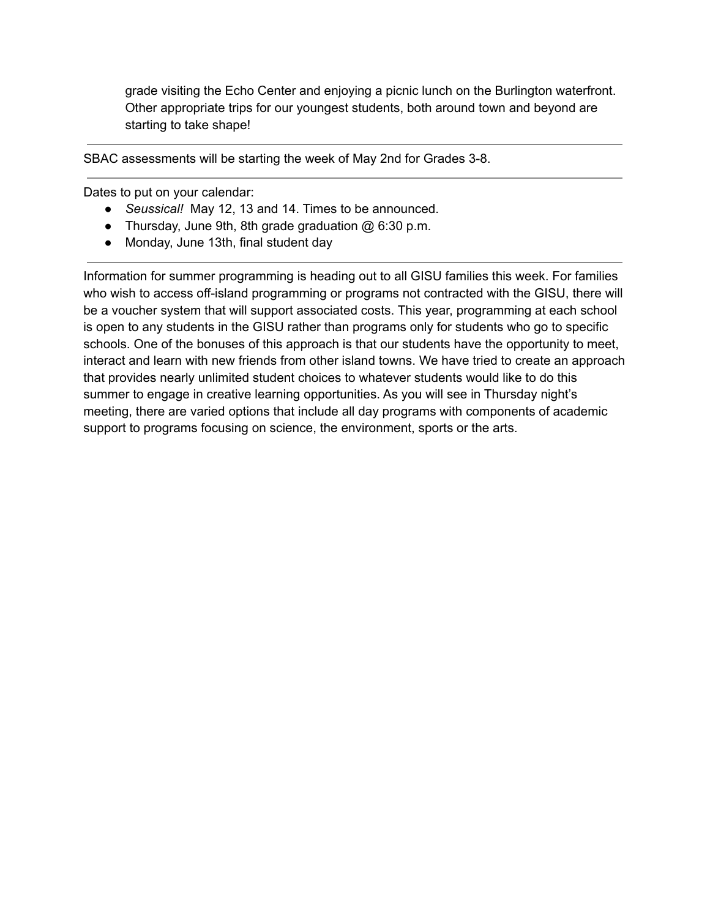grade visiting the Echo Center and enjoying a picnic lunch on the Burlington waterfront. Other appropriate trips for our youngest students, both around town and beyond are starting to take shape!

---

SBAC assessments will be starting the week of May 2nd for Grades 3-8.

---

Dates to put on your calendar:

- *Seussical!* May 12, 13 and 14. Times to be announced.
- Thursday, June 9th, 8th grade graduation @ 6:30 p.m.
- Monday, June 13th, final student day

---

Information for summer programming is heading out to all GISU families this week. For families who wish to access off-island programming or programs not contracted with the GISU, there will be a voucher system that will support associated costs. This year, programming at each school is open to any students in the GISU rather than programs only for students who go to specific schools. One of the bonuses of this approach is that our students have the opportunity to meet, interact and learn with new friends from other island towns. We have tried to create an approach that provides nearly unlimited student choices to whatever students would like to do this summer to engage in creative learning opportunities. As you will see in Thursday night's meeting, there are varied options that include all day programs with components of academic support to programs focusing on science, the environment, sports or the arts.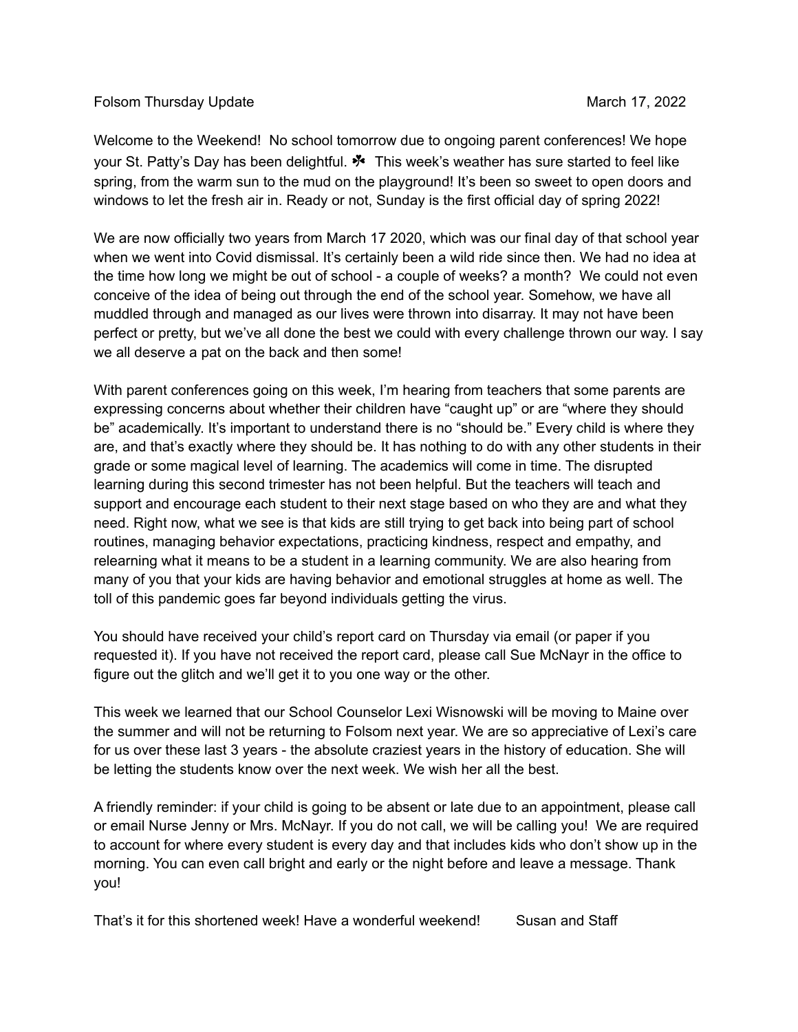Folsom Thursday Update March 17, 2022

Welcome to the Weekend! No school tomorrow due to ongoing parent conferences! We hope your St. Patty's Day has been delightful. ☘ This week's weather has sure started to feel like spring, from the warm sun to the mud on the playground! It's been so sweet to open doors and windows to let the fresh air in. Ready or not, Sunday is the first official day of spring 2022!

We are now officially two years from March 17 2020, which was our final day of that school year when we went into Covid dismissal. It's certainly been a wild ride since then. We had no idea at the time how long we might be out of school - a couple of weeks? a month? We could not even conceive of the idea of being out through the end of the school year. Somehow, we have all muddled through and managed as our lives were thrown into disarray. It may not have been perfect or pretty, but we've all done the best we could with every challenge thrown our way. I say we all deserve a pat on the back and then some!

With parent conferences going on this week, I'm hearing from teachers that some parents are expressing concerns about whether their children have "caught up" or are "where they should be" academically. It's important to understand there is no "should be." Every child is where they are, and that's exactly where they should be. It has nothing to do with any other students in their grade or some magical level of learning. The academics will come in time. The disrupted learning during this second trimester has not been helpful. But the teachers will teach and support and encourage each student to their next stage based on who they are and what they need. Right now, what we see is that kids are still trying to get back into being part of school routines, managing behavior expectations, practicing kindness, respect and empathy, and relearning what it means to be a student in a learning community. We are also hearing from many of you that your kids are having behavior and emotional struggles at home as well. The toll of this pandemic goes far beyond individuals getting the virus.

You should have received your child's report card on Thursday via email (or paper if you requested it). If you have not received the report card, please call Sue McNayr in the office to figure out the glitch and we'll get it to you one way or the other.

This week we learned that our School Counselor Lexi Wisnowski will be moving to Maine over the summer and will not be returning to Folsom next year. We are so appreciative of Lexi's care for us over these last 3 years - the absolute craziest years in the history of education. She will be letting the students know over the next week. We wish her all the best.

A friendly reminder: if your child is going to be absent or late due to an appointment, please call or email Nurse Jenny or Mrs. McNayr. If you do not call, we will be calling you! We are required to account for where every student is every day and that includes kids who don't show up in the morning. You can even call bright and early or the night before and leave a message. Thank you!

That's it for this shortened week! Have a wonderful weekend! Susan and Staff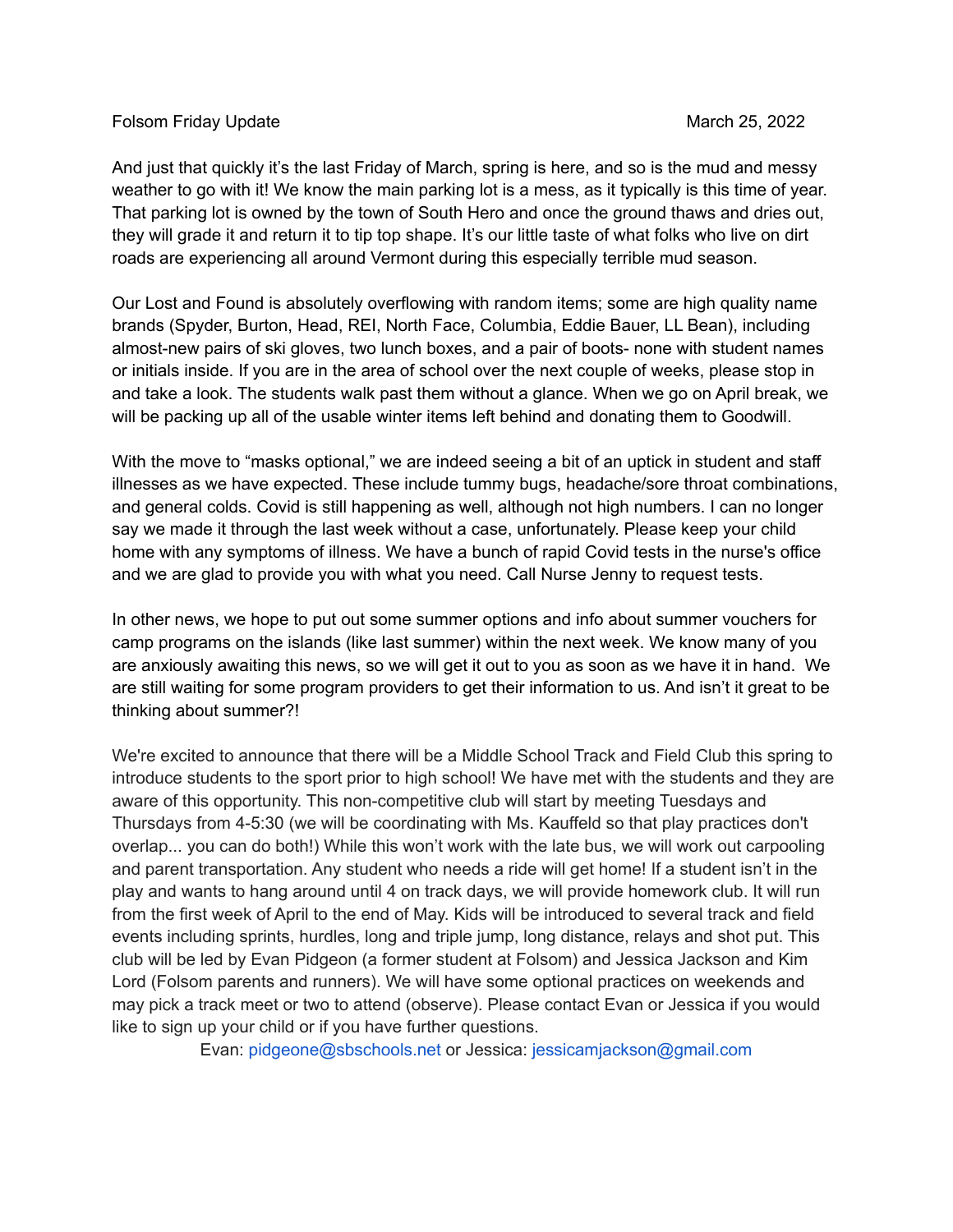Folsom Friday Update March 25, 2022

And just that quickly it's the last Friday of March, spring is here, and so is the mud and messy weather to go with it! We know the main parking lot is a mess, as it typically is this time of year. That parking lot is owned by the town of South Hero and once the ground thaws and dries out, they will grade it and return it to tip top shape. It's our little taste of what folks who live on dirt roads are experiencing all around Vermont during this especially terrible mud season.

Our Lost and Found is absolutely overflowing with random items; some are high quality name brands (Spyder, Burton, Head, REI, North Face, Columbia, Eddie Bauer, LL Bean), including almost-new pairs of ski gloves, two lunch boxes, and a pair of boots- none with student names or initials inside. If you are in the area of school over the next couple of weeks, please stop in and take a look. The students walk past them without a glance. When we go on April break, we will be packing up all of the usable winter items left behind and donating them to Goodwill.

With the move to "masks optional," we are indeed seeing a bit of an uptick in student and staff illnesses as we have expected. These include tummy bugs, headache/sore throat combinations, and general colds. Covid is still happening as well, although not high numbers. I can no longer say we made it through the last week without a case, unfortunately. Please keep your child home with any symptoms of illness. We have a bunch of rapid Covid tests in the nurse's office and we are glad to provide you with what you need. Call Nurse Jenny to request tests.

In other news, we hope to put out some summer options and info about summer vouchers for camp programs on the islands (like last summer) within the next week. We know many of you are anxiously awaiting this news, so we will get it out to you as soon as we have it in hand. We are still waiting for some program providers to get their information to us. And isn't it great to be thinking about summer?!

We're excited to announce that there will be a Middle School Track and Field Club this spring to introduce students to the sport prior to high school! We have met with the students and they are aware of this opportunity. This non-competitive club will start by meeting Tuesdays and Thursdays from 4-5:30 (we will be coordinating with Ms. Kauffeld so that play practices don't overlap... you can do both!) While this won't work with the late bus, we will work out carpooling and parent transportation. Any student who needs a ride will get home! If a student isn't in the play and wants to hang around until 4 on track days, we will provide homework club. It will run from the first week of April to the end of May. Kids will be introduced to several track and field events including sprints, hurdles, long and triple jump, long distance, relays and shot put. This club will be led by Evan Pidgeon (a former student at Folsom) and Jessica Jackson and Kim Lord (Folsom parents and runners). We will have some optional practices on weekends and may pick a track meet or two to attend (observe). Please contact Evan or Jessica if you would like to sign up your child or if you have further questions.

Evan: pidgeone@sbschools.net or Jessica: jessicamjackson@gmail.com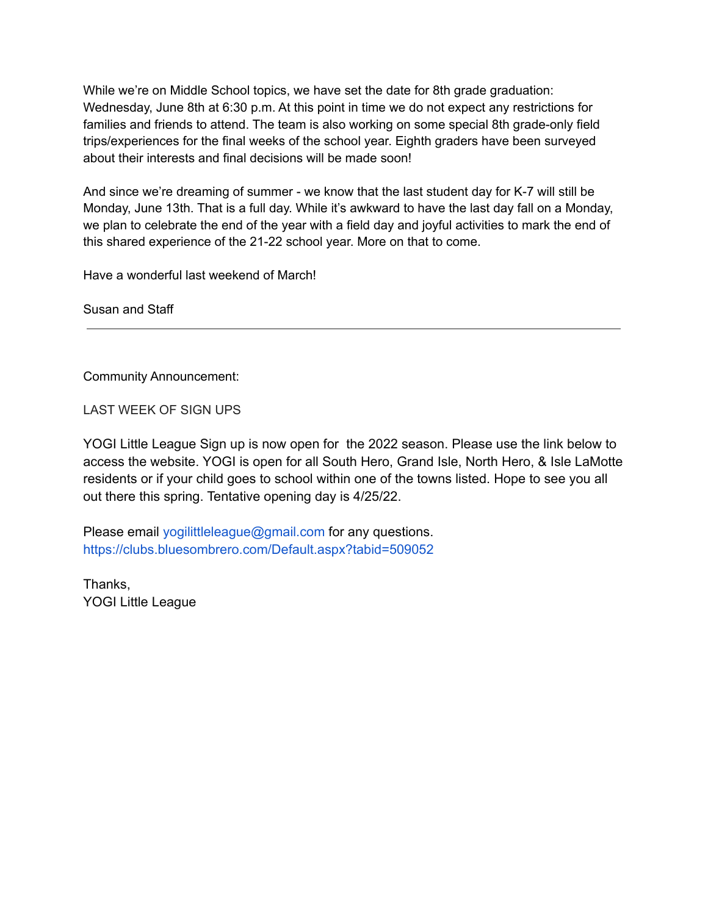While we're on Middle School topics, we have set the date for 8th grade graduation: Wednesday, June 8th at 6:30 p.m. At this point in time we do not expect any restrictions for families and friends to attend. The team is also working on some special 8th grade-only field trips/experiences for the final weeks of the school year. Eighth graders have been surveyed about their interests and final decisions will be made soon!

And since we're dreaming of summer - we know that the last student day for K-7 will still be Monday, June 13th. That is a full day. While it's awkward to have the last day fall on a Monday, we plan to celebrate the end of the year with a field day and joyful activities to mark the end of this shared experience of the 21-22 school year. More on that to come.

Have a wonderful last weekend of March!

Susan and Staff

---

Community Announcement:

LAST WEEK OF SIGN UPS

YOGI Little League Sign up is now open for the 2022 season. Please use the link below to access the website. YOGI is open for all South Hero, Grand Isle, North Hero, & Isle LaMotte residents or if your child goes to school within one of the towns listed. Hope to see you all out there this spring. Tentative opening day is 4/25/22.

Please email yogilittleleague@gmail.com for any questions.
https://clubs.bluesombrero.com/Default.aspx?tabid=509052

Thanks,
YOGI Little League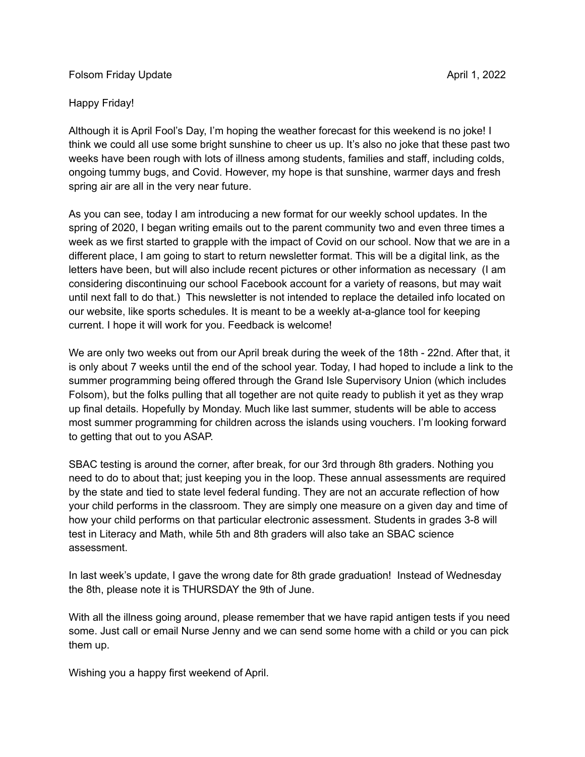Folsom Friday Update April 1, 2022

Happy Friday!

Although it is April Fool's Day, I'm hoping the weather forecast for this weekend is no joke! I think we could all use some bright sunshine to cheer us up. It's also no joke that these past two weeks have been rough with lots of illness among students, families and staff, including colds, ongoing tummy bugs, and Covid. However, my hope is that sunshine, warmer days and fresh spring air are all in the very near future.

As you can see, today I am introducing a new format for our weekly school updates. In the spring of 2020, I began writing emails out to the parent community two and even three times a week as we first started to grapple with the impact of Covid on our school. Now that we are in a different place, I am going to start to return newsletter format. This will be a digital link, as the letters have been, but will also include recent pictures or other information as necessary (I am considering discontinuing our school Facebook account for a variety of reasons, but may wait until next fall to do that.) This newsletter is not intended to replace the detailed info located on our website, like sports schedules. It is meant to be a weekly at-a-glance tool for keeping current. I hope it will work for you. Feedback is welcome!

We are only two weeks out from our April break during the week of the 18th - 22nd. After that, it is only about 7 weeks until the end of the school year. Today, I had hoped to include a link to the summer programming being offered through the Grand Isle Supervisory Union (which includes Folsom), but the folks pulling that all together are not quite ready to publish it yet as they wrap up final details. Hopefully by Monday. Much like last summer, students will be able to access most summer programming for children across the islands using vouchers. I'm looking forward to getting that out to you ASAP.

SBAC testing is around the corner, after break, for our 3rd through 8th graders. Nothing you need to do to about that; just keeping you in the loop. These annual assessments are required by the state and tied to state level federal funding. They are not an accurate reflection of how your child performs in the classroom. They are simply one measure on a given day and time of how your child performs on that particular electronic assessment. Students in grades 3-8 will test in Literacy and Math, while 5th and 8th graders will also take an SBAC science assessment.

In last week's update, I gave the wrong date for 8th grade graduation! Instead of Wednesday the 8th, please note it is THURSDAY the 9th of June.

With all the illness going around, please remember that we have rapid antigen tests if you need some. Just call or email Nurse Jenny and we can send some home with a child or you can pick them up.

Wishing you a happy first weekend of April.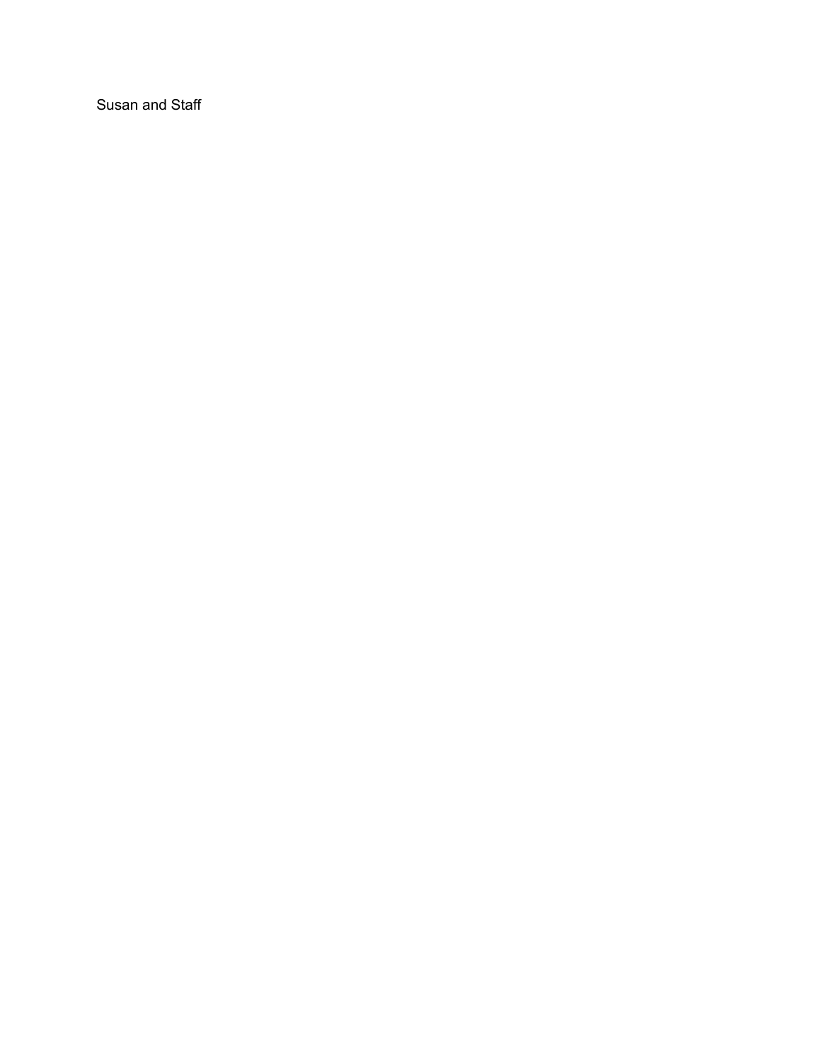Susan and Staff